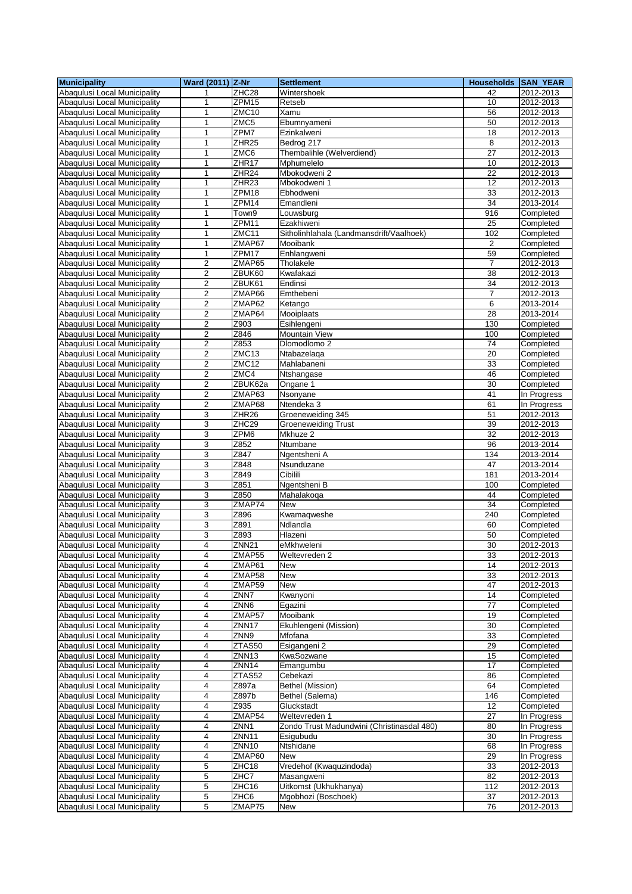| Municipality | Ward (2011) | Z-Nr | Settlement | Households | SAN_YEAR |
|---|---|---|---|---|---|
| Abaqulusi Local Municipality | 1 | ZHC28 | Wintershoek | 42 | 2012-2013 |
| Abaqulusi Local Municipality | 1 | ZPM15 | Retseb | 10 | 2012-2013 |
| Abaqulusi Local Municipality | 1 | ZMC10 | Xamu | 56 | 2012-2013 |
| Abaqulusi Local Municipality | 1 | ZMC5 | Ebumnyameni | 50 | 2012-2013 |
| Abaqulusi Local Municipality | 1 | ZPM7 | Ezinkalweni | 18 | 2012-2013 |
| Abaqulusi Local Municipality | 1 | ZHR25 | Bedrog 217 | 8 | 2012-2013 |
| Abaqulusi Local Municipality | 1 | ZMC6 | Thembalihle (Welverdiend) | 27 | 2012-2013 |
| Abaqulusi Local Municipality | 1 | ZHR17 | Mphumelelo | 10 | 2012-2013 |
| Abaqulusi Local Municipality | 1 | ZHR24 | Mbokodweni 2 | 22 | 2012-2013 |
| Abaqulusi Local Municipality | 1 | ZHR23 | Mbokodweni 1 | 12 | 2012-2013 |
| Abaqulusi Local Municipality | 1 | ZPM18 | Ebhodweni | 33 | 2012-2013 |
| Abaqulusi Local Municipality | 1 | ZPM14 | Emandleni | 34 | 2013-2014 |
| Abaqulusi Local Municipality | 1 | Town9 | Louwsburg | 916 | Completed |
| Abaqulusi Local Municipality | 1 | ZPM11 | Ezakhiweni | 25 | Completed |
| Abaqulusi Local Municipality | 1 | ZMC11 | Sitholinhlahala (Landmansdrift/Vaalhoek) | 102 | Completed |
| Abaqulusi Local Municipality | 1 | ZMAP67 | Mooibank | 2 | Completed |
| Abaqulusi Local Municipality | 1 | ZPM17 | Enhlangweni | 59 | Completed |
| Abaqulusi Local Municipality | 2 | ZMAP65 | Tholakele | 7 | 2012-2013 |
| Abaqulusi Local Municipality | 2 | ZBUK60 | Kwafakazi | 38 | 2012-2013 |
| Abaqulusi Local Municipality | 2 | ZBUK61 | Endinsi | 34 | 2012-2013 |
| Abaqulusi Local Municipality | 2 | ZMAP66 | Emthebeni | 7 | 2012-2013 |
| Abaqulusi Local Municipality | 2 | ZMAP62 | Ketango | 6 | 2013-2014 |
| Abaqulusi Local Municipality | 2 | ZMAP64 | Mooiplaats | 28 | 2013-2014 |
| Abaqulusi Local Municipality | 2 | Z903 | Esihlengeni | 130 | Completed |
| Abaqulusi Local Municipality | 2 | Z846 | Mountain View | 100 | Completed |
| Abaqulusi Local Municipality | 2 | Z853 | Dlomodlomo 2 | 74 | Completed |
| Abaqulusi Local Municipality | 2 | ZMC13 | Ntabazelaqa | 20 | Completed |
| Abaqulusi Local Municipality | 2 | ZMC12 | Mahlabaneni | 33 | Completed |
| Abaqulusi Local Municipality | 2 | ZMC4 | Ntshangase | 46 | Completed |
| Abaqulusi Local Municipality | 2 | ZBUK62a | Ongane 1 | 30 | Completed |
| Abaqulusi Local Municipality | 2 | ZMAP63 | Nsonyane | 41 | In Progress |
| Abaqulusi Local Municipality | 2 | ZMAP68 | Ntendeka 3 | 61 | In Progress |
| Abaqulusi Local Municipality | 3 | ZHR26 | Groeneweiding 345 | 51 | 2012-2013 |
| Abaqulusi Local Municipality | 3 | ZHC29 | Groeneweiding Trust | 39 | 2012-2013 |
| Abaqulusi Local Municipality | 3 | ZPM6 | Mkhuze 2 | 32 | 2012-2013 |
| Abaqulusi Local Municipality | 3 | Z852 | Ntumbane | 96 | 2013-2014 |
| Abaqulusi Local Municipality | 3 | Z847 | Ngentsheni A | 134 | 2013-2014 |
| Abaqulusi Local Municipality | 3 | Z848 | Nsunduzane | 47 | 2013-2014 |
| Abaqulusi Local Municipality | 3 | Z849 | Cibilili | 181 | 2013-2014 |
| Abaqulusi Local Municipality | 3 | Z851 | Ngentsheni B | 100 | Completed |
| Abaqulusi Local Municipality | 3 | Z850 | Mahalakoqa | 44 | Completed |
| Abaqulusi Local Municipality | 3 | ZMAP74 | New | 34 | Completed |
| Abaqulusi Local Municipality | 3 | Z896 | Kwamaqweshe | 240 | Completed |
| Abaqulusi Local Municipality | 3 | Z891 | Ndlandla | 60 | Completed |
| Abaqulusi Local Municipality | 3 | Z893 | Hlazeni | 50 | Completed |
| Abaqulusi Local Municipality | 4 | ZNN21 | eMkhweleni | 30 | 2012-2013 |
| Abaqulusi Local Municipality | 4 | ZMAP55 | Weltevreden 2 | 33 | 2012-2013 |
| Abaqulusi Local Municipality | 4 | ZMAP61 | New | 14 | 2012-2013 |
| Abaqulusi Local Municipality | 4 | ZMAP58 | New | 33 | 2012-2013 |
| Abaqulusi Local Municipality | 4 | ZMAP59 | New | 47 | 2012-2013 |
| Abaqulusi Local Municipality | 4 | ZNN7 | Kwanyoni | 14 | Completed |
| Abaqulusi Local Municipality | 4 | ZNN6 | Egazini | 77 | Completed |
| Abaqulusi Local Municipality | 4 | ZMAP57 | Mooibank | 19 | Completed |
| Abaqulusi Local Municipality | 4 | ZNN17 | Ekuhlengeni (Mission) | 30 | Completed |
| Abaqulusi Local Municipality | 4 | ZNN9 | Mfofana | 33 | Completed |
| Abaqulusi Local Municipality | 4 | ZTAS50 | Esigangeni 2 | 29 | Completed |
| Abaqulusi Local Municipality | 4 | ZNN13 | KwaSozwane | 15 | Completed |
| Abaqulusi Local Municipality | 4 | ZNN14 | Emangumbu | 17 | Completed |
| Abaqulusi Local Municipality | 4 | ZTAS52 | Cebekazi | 86 | Completed |
| Abaqulusi Local Municipality | 4 | Z897a | Bethel (Mission) | 64 | Completed |
| Abaqulusi Local Municipality | 4 | Z897b | Bethel (Salema) | 146 | Completed |
| Abaqulusi Local Municipality | 4 | Z935 | Gluckstadt | 12 | Completed |
| Abaqulusi Local Municipality | 4 | ZMAP54 | Weltevreden 1 | 27 | In Progress |
| Abaqulusi Local Municipality | 4 | ZNN1 | Zondo Trust Madundwini (Christinasdal 480) | 80 | In Progress |
| Abaqulusi Local Municipality | 4 | ZNN11 | Esigubudu | 30 | In Progress |
| Abaqulusi Local Municipality | 4 | ZNN10 | Ntshidane | 68 | In Progress |
| Abaqulusi Local Municipality | 4 | ZMAP60 | New | 29 | In Progress |
| Abaqulusi Local Municipality | 5 | ZHC18 | Vredehof (Kwaquzindoda) | 33 | 2012-2013 |
| Abaqulusi Local Municipality | 5 | ZHC7 | Masangweni | 82 | 2012-2013 |
| Abaqulusi Local Municipality | 5 | ZHC16 | Uitkomst (Ukhukhanya) | 112 | 2012-2013 |
| Abaqulusi Local Municipality | 5 | ZHC6 | Mgobhozi (Boschoek) | 37 | 2012-2013 |
| Abaqulusi Local Municipality | 5 | ZMAP75 | New | 76 | 2012-2013 |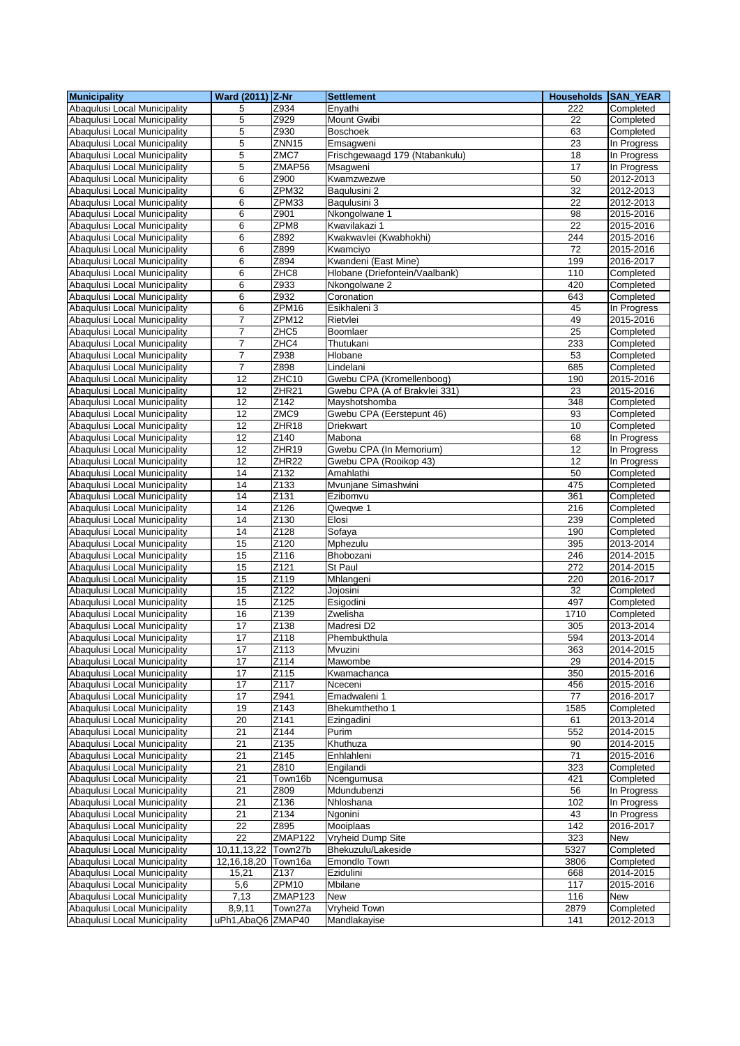| Municipality | Ward (2011) | Z-Nr | Settlement | Households | SAN_YEAR |
|---|---|---|---|---|---|
| Abaqulusi Local Municipality | 5 | Z934 | Enyathi | 222 | Completed |
| Abaqulusi Local Municipality | 5 | Z929 | Mount Gwibi | 22 | Completed |
| Abaqulusi Local Municipality | 5 | Z930 | Boschoek | 63 | Completed |
| Abaqulusi Local Municipality | 5 | ZNN15 | Emsagweni | 23 | In Progress |
| Abaqulusi Local Municipality | 5 | ZMC7 | Frischgewaagd 179 (Ntabankulu) | 18 | In Progress |
| Abaqulusi Local Municipality | 5 | ZMAP56 | Msagweni | 17 | In Progress |
| Abaqulusi Local Municipality | 6 | Z900 | Kwamzwezwe | 50 | 2012-2013 |
| Abaqulusi Local Municipality | 6 | ZPM32 | Baqulusini 2 | 32 | 2012-2013 |
| Abaqulusi Local Municipality | 6 | ZPM33 | Baqulusini 3 | 22 | 2012-2013 |
| Abaqulusi Local Municipality | 6 | Z901 | Nkongolwane 1 | 98 | 2015-2016 |
| Abaqulusi Local Municipality | 6 | ZPM8 | Kwavilakazi 1 | 22 | 2015-2016 |
| Abaqulusi Local Municipality | 6 | Z892 | Kwakwavlei (Kwabhokhi) | 244 | 2015-2016 |
| Abaqulusi Local Municipality | 6 | Z899 | Kwamciyo | 72 | 2015-2016 |
| Abaqulusi Local Municipality | 6 | Z894 | Kwandeni (East Mine) | 199 | 2016-2017 |
| Abaqulusi Local Municipality | 6 | ZHC8 | Hlobane (Driefontein/Vaalbank) | 110 | Completed |
| Abaqulusi Local Municipality | 6 | Z933 | Nkongolwane 2 | 420 | Completed |
| Abaqulusi Local Municipality | 6 | Z932 | Coronation | 643 | Completed |
| Abaqulusi Local Municipality | 6 | ZPM16 | Esikhaleni 3 | 45 | In Progress |
| Abaqulusi Local Municipality | 7 | ZPM12 | Rietvlei | 49 | 2015-2016 |
| Abaqulusi Local Municipality | 7 | ZHC5 | Boomlaer | 25 | Completed |
| Abaqulusi Local Municipality | 7 | ZHC4 | Thutukani | 233 | Completed |
| Abaqulusi Local Municipality | 7 | Z938 | Hlobane | 53 | Completed |
| Abaqulusi Local Municipality | 7 | Z898 | Lindelani | 685 | Completed |
| Abaqulusi Local Municipality | 12 | ZHC10 | Gwebu CPA (Kromellenboog) | 190 | 2015-2016 |
| Abaqulusi Local Municipality | 12 | ZHR21 | Gwebu CPA (A of Brakvlei 331) | 23 | 2015-2016 |
| Abaqulusi Local Municipality | 12 | Z142 | Mayshotshomba | 348 | Completed |
| Abaqulusi Local Municipality | 12 | ZMC9 | Gwebu CPA (Eerstepunt 46) | 93 | Completed |
| Abaqulusi Local Municipality | 12 | ZHR18 | Driekwart | 10 | Completed |
| Abaqulusi Local Municipality | 12 | Z140 | Mabona | 68 | In Progress |
| Abaqulusi Local Municipality | 12 | ZHR19 | Gwebu CPA (In Memorium) | 12 | In Progress |
| Abaqulusi Local Municipality | 12 | ZHR22 | Gwebu CPA (Rooikop 43) | 12 | In Progress |
| Abaqulusi Local Municipality | 14 | Z132 | Amahlathi | 50 | Completed |
| Abaqulusi Local Municipality | 14 | Z133 | Mvunjane Simashwini | 475 | Completed |
| Abaqulusi Local Municipality | 14 | Z131 | Ezibomvu | 361 | Completed |
| Abaqulusi Local Municipality | 14 | Z126 | Qweqwe 1 | 216 | Completed |
| Abaqulusi Local Municipality | 14 | Z130 | Elosi | 239 | Completed |
| Abaqulusi Local Municipality | 14 | Z128 | Sofaya | 190 | Completed |
| Abaqulusi Local Municipality | 15 | Z120 | Mphezulu | 395 | 2013-2014 |
| Abaqulusi Local Municipality | 15 | Z116 | Bhobozani | 246 | 2014-2015 |
| Abaqulusi Local Municipality | 15 | Z121 | St Paul | 272 | 2014-2015 |
| Abaqulusi Local Municipality | 15 | Z119 | Mhlangeni | 220 | 2016-2017 |
| Abaqulusi Local Municipality | 15 | Z122 | Jojosini | 32 | Completed |
| Abaqulusi Local Municipality | 15 | Z125 | Esigodini | 497 | Completed |
| Abaqulusi Local Municipality | 16 | Z139 | Zwelisha | 1710 | Completed |
| Abaqulusi Local Municipality | 17 | Z138 | Madresi D2 | 305 | 2013-2014 |
| Abaqulusi Local Municipality | 17 | Z118 | Phembukthula | 594 | 2013-2014 |
| Abaqulusi Local Municipality | 17 | Z113 | Mvuzini | 363 | 2014-2015 |
| Abaqulusi Local Municipality | 17 | Z114 | Mawombe | 29 | 2014-2015 |
| Abaqulusi Local Municipality | 17 | Z115 | Kwamachanca | 350 | 2015-2016 |
| Abaqulusi Local Municipality | 17 | Z117 | Nceceni | 456 | 2015-2016 |
| Abaqulusi Local Municipality | 17 | Z941 | Emadwaleni 1 | 77 | 2016-2017 |
| Abaqulusi Local Municipality | 19 | Z143 | Bhekumthetho 1 | 1585 | Completed |
| Abaqulusi Local Municipality | 20 | Z141 | Ezingadini | 61 | 2013-2014 |
| Abaqulusi Local Municipality | 21 | Z144 | Purim | 552 | 2014-2015 |
| Abaqulusi Local Municipality | 21 | Z135 | Khuthuza | 90 | 2014-2015 |
| Abaqulusi Local Municipality | 21 | Z145 | Enhlahleni | 71 | 2015-2016 |
| Abaqulusi Local Municipality | 21 | Z810 | Engilandi | 323 | Completed |
| Abaqulusi Local Municipality | 21 | Town16b | Ncengumusa | 421 | Completed |
| Abaqulusi Local Municipality | 21 | Z809 | Mdundubenzi | 56 | In Progress |
| Abaqulusi Local Municipality | 21 | Z136 | Nhloshana | 102 | In Progress |
| Abaqulusi Local Municipality | 21 | Z134 | Ngonini | 43 | In Progress |
| Abaqulusi Local Municipality | 22 | Z895 | Mooiplaas | 142 | 2016-2017 |
| Abaqulusi Local Municipality | 22 | ZMAP122 | Vryheid Dump Site | 323 | New |
| Abaqulusi Local Municipality | 10,11,13,22 | Town27b | Bhekuzulu/Lakeside | 5327 | Completed |
| Abaqulusi Local Municipality | 12,16,18,20 | Town16a | Emondlo Town | 3806 | Completed |
| Abaqulusi Local Municipality | 15,21 | Z137 | Ezidulini | 668 | 2014-2015 |
| Abaqulusi Local Municipality | 5,6 | ZPM10 | Mbilane | 117 | 2015-2016 |
| Abaqulusi Local Municipality | 7,13 | ZMAP123 | New | 116 | New |
| Abaqulusi Local Municipality | 8,9,11 | Town27a | Vryheid Town | 2879 | Completed |
| Abaqulusi Local Municipality | uPh1,AbaQ6 | ZMAP40 | Mandlakayise | 141 | 2012-2013 |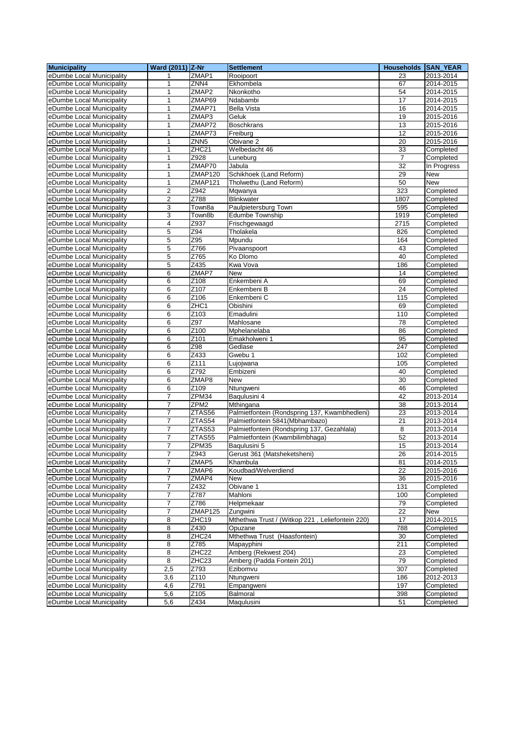| Municipality | Ward (2011) | Z-Nr | Settlement | Households | SAN_YEAR |
|---|---|---|---|---|---|
| eDumbe Local Municipality | 1 | ZMAP1 | Rooipoort | 23 | 2013-2014 |
| eDumbe Local Municipality | 1 | ZNN4 | Ekhombela | 67 | 2014-2015 |
| eDumbe Local Municipality | 1 | ZMAP2 | Nkonkotho | 54 | 2014-2015 |
| eDumbe Local Municipality | 1 | ZMAP69 | Ndabambi | 17 | 2014-2015 |
| eDumbe Local Municipality | 1 | ZMAP71 | Bella Vista | 16 | 2014-2015 |
| eDumbe Local Municipality | 1 | ZMAP3 | Geluk | 19 | 2015-2016 |
| eDumbe Local Municipality | 1 | ZMAP72 | Boschkrans | 13 | 2015-2016 |
| eDumbe Local Municipality | 1 | ZMAP73 | Freiburg | 12 | 2015-2016 |
| eDumbe Local Municipality | 1 | ZNN5 | Obivane 2 | 20 | 2015-2016 |
| eDumbe Local Municipality | 1 | ZHC21 | Welbedacht 46 | 33 | Completed |
| eDumbe Local Municipality | 1 | Z928 | Luneburg | 7 | Completed |
| eDumbe Local Municipality | 1 | ZMAP70 | Jabula | 32 | In Progress |
| eDumbe Local Municipality | 1 | ZMAP120 | Schikhoek (Land Reform) | 29 | New |
| eDumbe Local Municipality | 1 | ZMAP121 | Tholwethu (Land Reform) | 50 | New |
| eDumbe Local Municipality | 2 | Z942 | Mqwanya | 323 | Completed |
| eDumbe Local Municipality | 2 | Z788 | Blinkwater | 1807 | Completed |
| eDumbe Local Municipality | 3 | Town8a | Paulpietersburg Town | 595 | Completed |
| eDumbe Local Municipality | 3 | Town8b | Edumbe Township | 1919 | Completed |
| eDumbe Local Municipality | 4 | Z937 | Frischgewaagd | 2715 | Completed |
| eDumbe Local Municipality | 5 | Z94 | Tholakela | 826 | Completed |
| eDumbe Local Municipality | 5 | Z95 | Mpundu | 164 | Completed |
| eDumbe Local Municipality | 5 | Z766 | Pivaanspoort | 43 | Completed |
| eDumbe Local Municipality | 5 | Z765 | Ko Dlomo | 40 | Completed |
| eDumbe Local Municipality | 5 | Z435 | Kwa Vova | 186 | Completed |
| eDumbe Local Municipality | 6 | ZMAP7 | New | 14 | Completed |
| eDumbe Local Municipality | 6 | Z108 | Enkembeni A | 69 | Completed |
| eDumbe Local Municipality | 6 | Z107 | Enkembeni B | 24 | Completed |
| eDumbe Local Municipality | 6 | Z106 | Enkembeni C | 115 | Completed |
| eDumbe Local Municipality | 6 | ZHC1 | Obishini | 69 | Completed |
| eDumbe Local Municipality | 6 | Z103 | Emadulini | 110 | Completed |
| eDumbe Local Municipality | 6 | Z97 | Mahlosane | 78 | Completed |
| eDumbe Local Municipality | 6 | Z100 | Mphelanelaba | 86 | Completed |
| eDumbe Local Municipality | 6 | Z101 | Emakholweni 1 | 95 | Completed |
| eDumbe Local Municipality | 6 | Z98 | Gedlase | 247 | Completed |
| eDumbe Local Municipality | 6 | Z433 | Gwebu 1 | 102 | Completed |
| eDumbe Local Municipality | 6 | Z111 | Lujojwana | 105 | Completed |
| eDumbe Local Municipality | 6 | Z792 | Embizeni | 40 | Completed |
| eDumbe Local Municipality | 6 | ZMAP8 | New | 30 | Completed |
| eDumbe Local Municipality | 6 | Z109 | Ntungweni | 46 | Completed |
| eDumbe Local Municipality | 7 | ZPM34 | Baqulusini 4 | 42 | 2013-2014 |
| eDumbe Local Municipality | 7 | ZPM2 | Mthingana | 38 | 2013-2014 |
| eDumbe Local Municipality | 7 | ZTAS56 | Palmietfontein (Rondspring 137, Kwambhedleni) | 23 | 2013-2014 |
| eDumbe Local Municipality | 7 | ZTAS54 | Palmietfontein 5841(Mbhambazo) | 21 | 2013-2014 |
| eDumbe Local Municipality | 7 | ZTAS53 | Palmietfontein (Rondspring 137, Gezahlala) | 8 | 2013-2014 |
| eDumbe Local Municipality | 7 | ZTAS55 | Palmietfontein (Kwambilimbhaga) | 52 | 2013-2014 |
| eDumbe Local Municipality | 7 | ZPM35 | Baqulusini 5 | 15 | 2013-2014 |
| eDumbe Local Municipality | 7 | Z943 | Gerust 361 (Matsheketsheni) | 26 | 2014-2015 |
| eDumbe Local Municipality | 7 | ZMAP5 | Khambula | 81 | 2014-2015 |
| eDumbe Local Municipality | 7 | ZMAP6 | Koudbad/Welverdiend | 22 | 2015-2016 |
| eDumbe Local Municipality | 7 | ZMAP4 | New | 36 | 2015-2016 |
| eDumbe Local Municipality | 7 | Z432 | Obivane 1 | 131 | Completed |
| eDumbe Local Municipality | 7 | Z787 | Mahloni | 100 | Completed |
| eDumbe Local Municipality | 7 | Z786 | Helpmekaar | 79 | Completed |
| eDumbe Local Municipality | 7 | ZMAP125 | Zungwini | 22 | New |
| eDumbe Local Municipality | 8 | ZHC19 | Mthethwa Trust / (Witkop 221 , Leliefontein 220) | 17 | 2014-2015 |
| eDumbe Local Municipality | 8 | Z430 | Opuzane | 788 | Completed |
| eDumbe Local Municipality | 8 | ZHC24 | Mthethwa Trust (Haasfontein) | 30 | Completed |
| eDumbe Local Municipality | 8 | Z785 | Mapayphini | 211 | Completed |
| eDumbe Local Municipality | 8 | ZHC22 | Amberg (Rekwest 204) | 23 | Completed |
| eDumbe Local Municipality | 8 | ZHC23 | Amberg (Padda Fontein 201) | 79 | Completed |
| eDumbe Local Municipality | 2,5 | Z793 | Ezibomvu | 307 | Completed |
| eDumbe Local Municipality | 3,6 | Z110 | Ntungweni | 186 | 2012-2013 |
| eDumbe Local Municipality | 4,6 | Z791 | Empangweni | 197 | Completed |
| eDumbe Local Municipality | 5,6 | Z105 | Balmoral | 398 | Completed |
| eDumbe Local Municipality | 5,6 | Z434 | Maqulusini | 51 | Completed |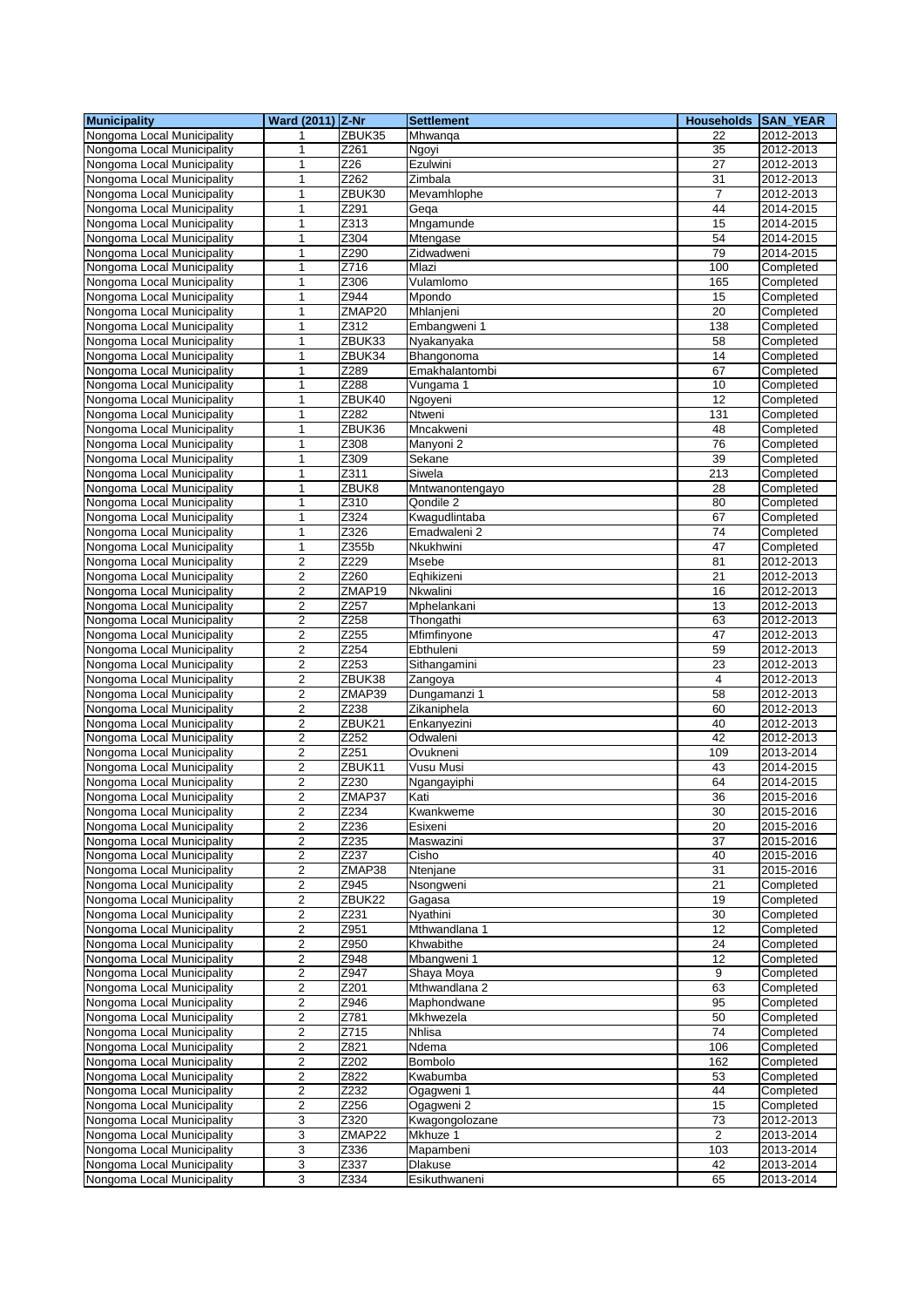| Municipality | Ward (2011) | Z-Nr | Settlement | Households | SAN_YEAR |
|---|---|---|---|---|---|
| Nongoma Local Municipality | 1 | ZBUK35 | Mhwanqa | 22 | 2012-2013 |
| Nongoma Local Municipality | 1 | Z261 | Ngoyi | 35 | 2012-2013 |
| Nongoma Local Municipality | 1 | Z26 | Ezulwini | 27 | 2012-2013 |
| Nongoma Local Municipality | 1 | Z262 | Zimbala | 31 | 2012-2013 |
| Nongoma Local Municipality | 1 | ZBUK30 | Mevamhlophe | 7 | 2012-2013 |
| Nongoma Local Municipality | 1 | Z291 | Geqa | 44 | 2014-2015 |
| Nongoma Local Municipality | 1 | Z313 | Mngamunde | 15 | 2014-2015 |
| Nongoma Local Municipality | 1 | Z304 | Mtengase | 54 | 2014-2015 |
| Nongoma Local Municipality | 1 | Z290 | Zidwadweni | 79 | 2014-2015 |
| Nongoma Local Municipality | 1 | Z716 | Mlazi | 100 | Completed |
| Nongoma Local Municipality | 1 | Z306 | Vulamlomo | 165 | Completed |
| Nongoma Local Municipality | 1 | Z944 | Mpondo | 15 | Completed |
| Nongoma Local Municipality | 1 | ZMAP20 | Mhlanjeni | 20 | Completed |
| Nongoma Local Municipality | 1 | Z312 | Embangweni 1 | 138 | Completed |
| Nongoma Local Municipality | 1 | ZBUK33 | Nyakanyaka | 58 | Completed |
| Nongoma Local Municipality | 1 | ZBUK34 | Bhangonoma | 14 | Completed |
| Nongoma Local Municipality | 1 | Z289 | Emakhalantombi | 67 | Completed |
| Nongoma Local Municipality | 1 | Z288 | Vungama 1 | 10 | Completed |
| Nongoma Local Municipality | 1 | ZBUK40 | Ngoyeni | 12 | Completed |
| Nongoma Local Municipality | 1 | Z282 | Ntweni | 131 | Completed |
| Nongoma Local Municipality | 1 | ZBUK36 | Mncakweni | 48 | Completed |
| Nongoma Local Municipality | 1 | Z308 | Manyoni 2 | 76 | Completed |
| Nongoma Local Municipality | 1 | Z309 | Sekane | 39 | Completed |
| Nongoma Local Municipality | 1 | Z311 | Siwela | 213 | Completed |
| Nongoma Local Municipality | 1 | ZBUK8 | Mntwanontengayo | 28 | Completed |
| Nongoma Local Municipality | 1 | Z310 | Qondile 2 | 80 | Completed |
| Nongoma Local Municipality | 1 | Z324 | Kwagudlintaba | 67 | Completed |
| Nongoma Local Municipality | 1 | Z326 | Emadwaleni 2 | 74 | Completed |
| Nongoma Local Municipality | 1 | Z355b | Nkukhwini | 47 | Completed |
| Nongoma Local Municipality | 2 | Z229 | Msebe | 81 | 2012-2013 |
| Nongoma Local Municipality | 2 | Z260 | Eqhikizeni | 21 | 2012-2013 |
| Nongoma Local Municipality | 2 | ZMAP19 | Nkwalini | 16 | 2012-2013 |
| Nongoma Local Municipality | 2 | Z257 | Mphelankani | 13 | 2012-2013 |
| Nongoma Local Municipality | 2 | Z258 | Thongathi | 63 | 2012-2013 |
| Nongoma Local Municipality | 2 | Z255 | Mfimfinyone | 47 | 2012-2013 |
| Nongoma Local Municipality | 2 | Z254 | Ebthuleni | 59 | 2012-2013 |
| Nongoma Local Municipality | 2 | Z253 | Sithangamini | 23 | 2012-2013 |
| Nongoma Local Municipality | 2 | ZBUK38 | Zangoya | 4 | 2012-2013 |
| Nongoma Local Municipality | 2 | ZMAP39 | Dungamanzi 1 | 58 | 2012-2013 |
| Nongoma Local Municipality | 2 | Z238 | Zikaniphela | 60 | 2012-2013 |
| Nongoma Local Municipality | 2 | ZBUK21 | Enkanyezini | 40 | 2012-2013 |
| Nongoma Local Municipality | 2 | Z252 | Odwaleni | 42 | 2012-2013 |
| Nongoma Local Municipality | 2 | Z251 | Ovukneni | 109 | 2013-2014 |
| Nongoma Local Municipality | 2 | ZBUK11 | Vusu Musi | 43 | 2014-2015 |
| Nongoma Local Municipality | 2 | Z230 | Ngangayiphi | 64 | 2014-2015 |
| Nongoma Local Municipality | 2 | ZMAP37 | Kati | 36 | 2015-2016 |
| Nongoma Local Municipality | 2 | Z234 | Kwankweme | 30 | 2015-2016 |
| Nongoma Local Municipality | 2 | Z236 | Esixeni | 20 | 2015-2016 |
| Nongoma Local Municipality | 2 | Z235 | Maswazini | 37 | 2015-2016 |
| Nongoma Local Municipality | 2 | Z237 | Cisho | 40 | 2015-2016 |
| Nongoma Local Municipality | 2 | ZMAP38 | Ntenjane | 31 | 2015-2016 |
| Nongoma Local Municipality | 2 | Z945 | Nsongweni | 21 | Completed |
| Nongoma Local Municipality | 2 | ZBUK22 | Gagasa | 19 | Completed |
| Nongoma Local Municipality | 2 | Z231 | Nyathini | 30 | Completed |
| Nongoma Local Municipality | 2 | Z951 | Mthwandlana 1 | 12 | Completed |
| Nongoma Local Municipality | 2 | Z950 | Khwabithe | 24 | Completed |
| Nongoma Local Municipality | 2 | Z948 | Mbangweni 1 | 12 | Completed |
| Nongoma Local Municipality | 2 | Z947 | Shaya Moya | 9 | Completed |
| Nongoma Local Municipality | 2 | Z201 | Mthwandlana 2 | 63 | Completed |
| Nongoma Local Municipality | 2 | Z946 | Maphondwane | 95 | Completed |
| Nongoma Local Municipality | 2 | Z781 | Mkhwezela | 50 | Completed |
| Nongoma Local Municipality | 2 | Z715 | Nhlisa | 74 | Completed |
| Nongoma Local Municipality | 2 | Z821 | Ndema | 106 | Completed |
| Nongoma Local Municipality | 2 | Z202 | Bombolo | 162 | Completed |
| Nongoma Local Municipality | 2 | Z822 | Kwabumba | 53 | Completed |
| Nongoma Local Municipality | 2 | Z232 | Ogagweni 1 | 44 | Completed |
| Nongoma Local Municipality | 2 | Z256 | Ogagweni 2 | 15 | Completed |
| Nongoma Local Municipality | 3 | Z320 | Kwagongolozane | 73 | 2012-2013 |
| Nongoma Local Municipality | 3 | ZMAP22 | Mkhuze 1 | 2 | 2013-2014 |
| Nongoma Local Municipality | 3 | Z336 | Mapambeni | 103 | 2013-2014 |
| Nongoma Local Municipality | 3 | Z337 | Dlakuse | 42 | 2013-2014 |
| Nongoma Local Municipality | 3 | Z334 | Esikuthwaneni | 65 | 2013-2014 |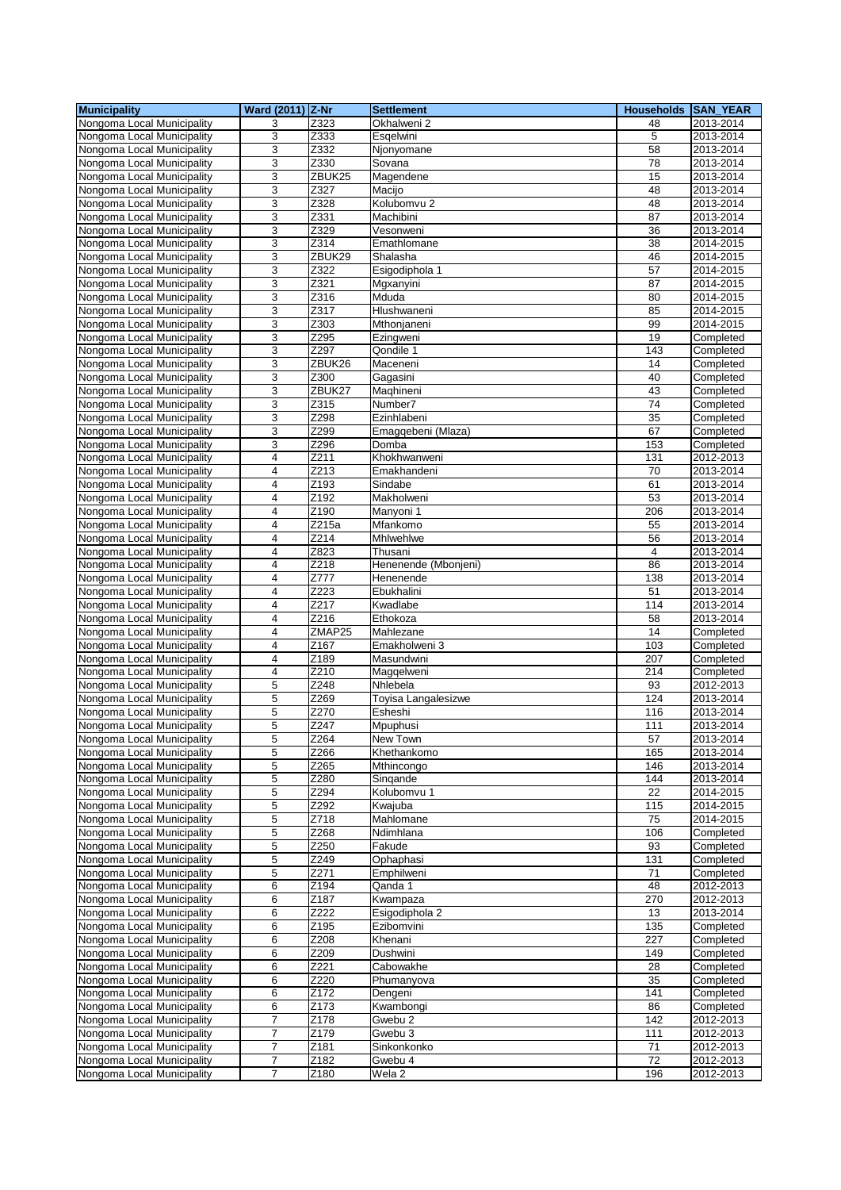| Municipality | Ward (2011) | Z-Nr | Settlement | Households | SAN_YEAR |
|---|---|---|---|---|---|
| Nongoma Local Municipality | 3 | Z323 | Okhalweni 2 | 48 | 2013-2014 |
| Nongoma Local Municipality | 3 | Z333 | Esqelwini | 5 | 2013-2014 |
| Nongoma Local Municipality | 3 | Z332 | Njonyomane | 58 | 2013-2014 |
| Nongoma Local Municipality | 3 | Z330 | Sovana | 78 | 2013-2014 |
| Nongoma Local Municipality | 3 | ZBUK25 | Magendene | 15 | 2013-2014 |
| Nongoma Local Municipality | 3 | Z327 | Macijo | 48 | 2013-2014 |
| Nongoma Local Municipality | 3 | Z328 | Kolubomvu 2 | 48 | 2013-2014 |
| Nongoma Local Municipality | 3 | Z331 | Machibini | 87 | 2013-2014 |
| Nongoma Local Municipality | 3 | Z329 | Vesonweni | 36 | 2013-2014 |
| Nongoma Local Municipality | 3 | Z314 | Emathlomane | 38 | 2014-2015 |
| Nongoma Local Municipality | 3 | ZBUK29 | Shalasha | 46 | 2014-2015 |
| Nongoma Local Municipality | 3 | Z322 | Esigodiphola 1 | 57 | 2014-2015 |
| Nongoma Local Municipality | 3 | Z321 | Mgxanyini | 87 | 2014-2015 |
| Nongoma Local Municipality | 3 | Z316 | Mduda | 80 | 2014-2015 |
| Nongoma Local Municipality | 3 | Z317 | Hlushwaneni | 85 | 2014-2015 |
| Nongoma Local Municipality | 3 | Z303 | Mthonjaneni | 99 | 2014-2015 |
| Nongoma Local Municipality | 3 | Z295 | Ezingweni | 19 | Completed |
| Nongoma Local Municipality | 3 | Z297 | Qondile 1 | 143 | Completed |
| Nongoma Local Municipality | 3 | ZBUK26 | Maceneni | 14 | Completed |
| Nongoma Local Municipality | 3 | Z300 | Gagasini | 40 | Completed |
| Nongoma Local Municipality | 3 | ZBUK27 | Maqhineni | 43 | Completed |
| Nongoma Local Municipality | 3 | Z315 | Number7 | 74 | Completed |
| Nongoma Local Municipality | 3 | Z298 | Ezinhlabeni | 35 | Completed |
| Nongoma Local Municipality | 3 | Z299 | Emagqebeni (Mlaza) | 67 | Completed |
| Nongoma Local Municipality | 3 | Z296 | Domba | 153 | Completed |
| Nongoma Local Municipality | 4 | Z211 | Khokhwanweni | 131 | 2012-2013 |
| Nongoma Local Municipality | 4 | Z213 | Emakhandeni | 70 | 2013-2014 |
| Nongoma Local Municipality | 4 | Z193 | Sindabe | 61 | 2013-2014 |
| Nongoma Local Municipality | 4 | Z192 | Makholweni | 53 | 2013-2014 |
| Nongoma Local Municipality | 4 | Z190 | Manyoni 1 | 206 | 2013-2014 |
| Nongoma Local Municipality | 4 | Z215a | Mfankomo | 55 | 2013-2014 |
| Nongoma Local Municipality | 4 | Z214 | Mhlwehlwe | 56 | 2013-2014 |
| Nongoma Local Municipality | 4 | Z823 | Thusani | 4 | 2013-2014 |
| Nongoma Local Municipality | 4 | Z218 | Henenende (Mbonjeni) | 86 | 2013-2014 |
| Nongoma Local Municipality | 4 | Z777 | Henenende | 138 | 2013-2014 |
| Nongoma Local Municipality | 4 | Z223 | Ebukhalini | 51 | 2013-2014 |
| Nongoma Local Municipality | 4 | Z217 | Kwadlabe | 114 | 2013-2014 |
| Nongoma Local Municipality | 4 | Z216 | Ethokoza | 58 | 2013-2014 |
| Nongoma Local Municipality | 4 | ZMAP25 | Mahlezane | 14 | Completed |
| Nongoma Local Municipality | 4 | Z167 | Emakholweni 3 | 103 | Completed |
| Nongoma Local Municipality | 4 | Z189 | Masundwini | 207 | Completed |
| Nongoma Local Municipality | 4 | Z210 | Magqelweni | 214 | Completed |
| Nongoma Local Municipality | 5 | Z248 | Nhlebela | 93 | 2012-2013 |
| Nongoma Local Municipality | 5 | Z269 | Toyisa Langalesizwe | 124 | 2013-2014 |
| Nongoma Local Municipality | 5 | Z270 | Esheshi | 116 | 2013-2014 |
| Nongoma Local Municipality | 5 | Z247 | Mpuphusi | 111 | 2013-2014 |
| Nongoma Local Municipality | 5 | Z264 | New Town | 57 | 2013-2014 |
| Nongoma Local Municipality | 5 | Z266 | Khethankomo | 165 | 2013-2014 |
| Nongoma Local Municipality | 5 | Z265 | Mthincongo | 146 | 2013-2014 |
| Nongoma Local Municipality | 5 | Z280 | Singande | 144 | 2013-2014 |
| Nongoma Local Municipality | 5 | Z294 | Kolubomvu 1 | 22 | 2014-2015 |
| Nongoma Local Municipality | 5 | Z292 | Kwajuba | 115 | 2014-2015 |
| Nongoma Local Municipality | 5 | Z718 | Mahlomane | 75 | 2014-2015 |
| Nongoma Local Municipality | 5 | Z268 | Ndimhlana | 106 | Completed |
| Nongoma Local Municipality | 5 | Z250 | Fakude | 93 | Completed |
| Nongoma Local Municipality | 5 | Z249 | Ophaphasi | 131 | Completed |
| Nongoma Local Municipality | 5 | Z271 | Emphilweni | 71 | Completed |
| Nongoma Local Municipality | 6 | Z194 | Qanda 1 | 48 | 2012-2013 |
| Nongoma Local Municipality | 6 | Z187 | Kwampaza | 270 | 2012-2013 |
| Nongoma Local Municipality | 6 | Z222 | Esigodiphola 2 | 13 | 2013-2014 |
| Nongoma Local Municipality | 6 | Z195 | Ezibomvini | 135 | Completed |
| Nongoma Local Municipality | 6 | Z208 | Khenani | 227 | Completed |
| Nongoma Local Municipality | 6 | Z209 | Dushwini | 149 | Completed |
| Nongoma Local Municipality | 6 | Z221 | Cabowakhe | 28 | Completed |
| Nongoma Local Municipality | 6 | Z220 | Phumanyova | 35 | Completed |
| Nongoma Local Municipality | 6 | Z172 | Dengeni | 141 | Completed |
| Nongoma Local Municipality | 6 | Z173 | Kwambongi | 86 | Completed |
| Nongoma Local Municipality | 7 | Z178 | Gwebu 2 | 142 | 2012-2013 |
| Nongoma Local Municipality | 7 | Z179 | Gwebu 3 | 111 | 2012-2013 |
| Nongoma Local Municipality | 7 | Z181 | Sinkonkonko | 71 | 2012-2013 |
| Nongoma Local Municipality | 7 | Z182 | Gwebu 4 | 72 | 2012-2013 |
| Nongoma Local Municipality | 7 | Z180 | Wela 2 | 196 | 2012-2013 |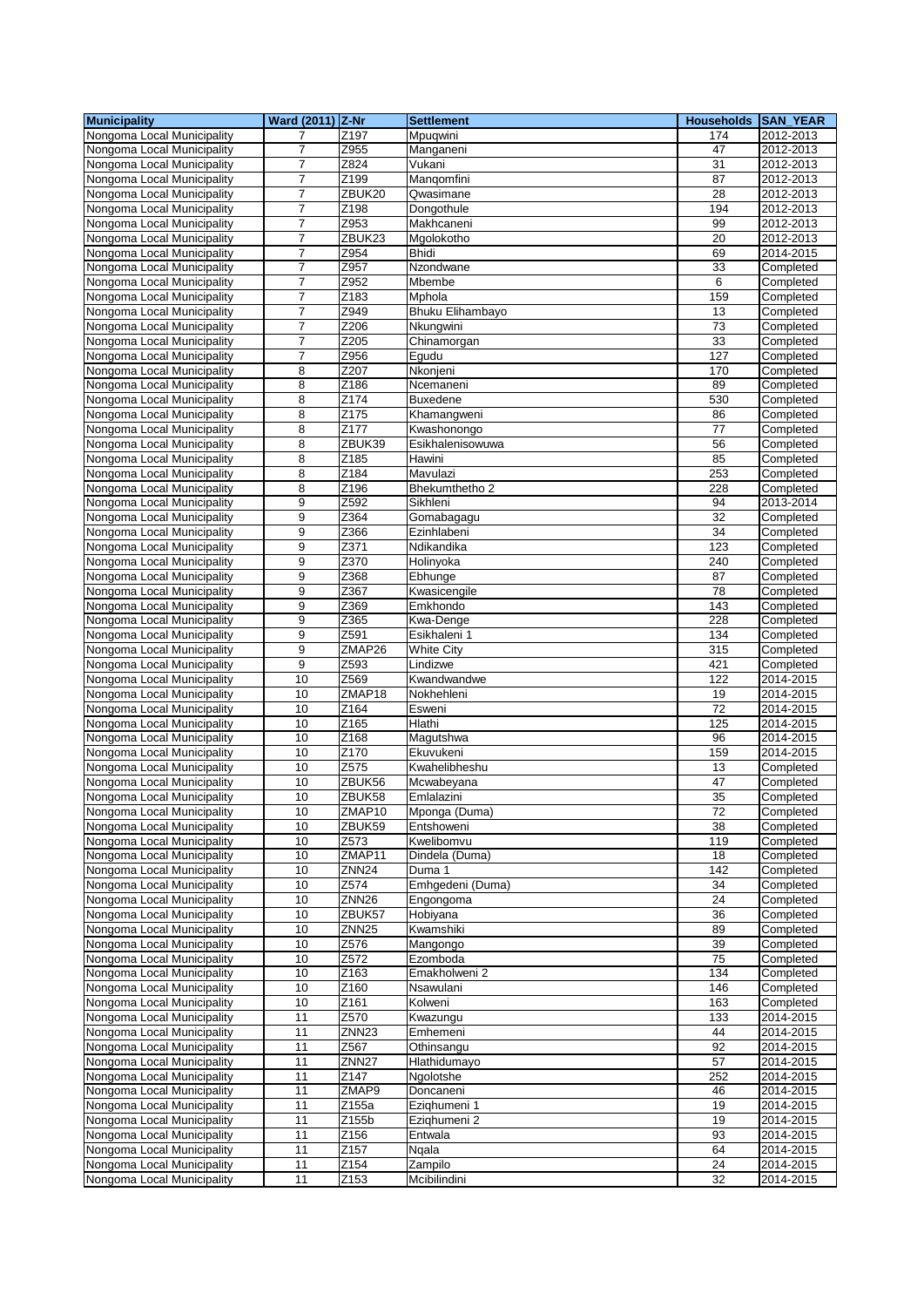| Municipality | Ward (2011) | Z-Nr | Settlement | Households | SAN_YEAR |
|---|---|---|---|---|---|
| Nongoma Local Municipality | 7 | Z197 | Mpuqwini | 174 | 2012-2013 |
| Nongoma Local Municipality | 7 | Z955 | Manganeni | 47 | 2012-2013 |
| Nongoma Local Municipality | 7 | Z824 | Vukani | 31 | 2012-2013 |
| Nongoma Local Municipality | 7 | Z199 | Manqomfini | 87 | 2012-2013 |
| Nongoma Local Municipality | 7 | ZBUK20 | Qwasimane | 28 | 2012-2013 |
| Nongoma Local Municipality | 7 | Z198 | Dongothule | 194 | 2012-2013 |
| Nongoma Local Municipality | 7 | Z953 | Makhcaneni | 99 | 2012-2013 |
| Nongoma Local Municipality | 7 | ZBUK23 | Mgolokotho | 20 | 2012-2013 |
| Nongoma Local Municipality | 7 | Z954 | Bhidi | 69 | 2014-2015 |
| Nongoma Local Municipality | 7 | Z957 | Nzondwane | 33 | Completed |
| Nongoma Local Municipality | 7 | Z952 | Mbembe | 6 | Completed |
| Nongoma Local Municipality | 7 | Z183 | Mphola | 159 | Completed |
| Nongoma Local Municipality | 7 | Z949 | Bhuku Elihambayo | 13 | Completed |
| Nongoma Local Municipality | 7 | Z206 | Nkungwini | 73 | Completed |
| Nongoma Local Municipality | 7 | Z205 | Chinamorgan | 33 | Completed |
| Nongoma Local Municipality | 7 | Z956 | Egudu | 127 | Completed |
| Nongoma Local Municipality | 8 | Z207 | Nkonjeni | 170 | Completed |
| Nongoma Local Municipality | 8 | Z186 | Ncemaneni | 89 | Completed |
| Nongoma Local Municipality | 8 | Z174 | Buxedene | 530 | Completed |
| Nongoma Local Municipality | 8 | Z175 | Khamangweni | 86 | Completed |
| Nongoma Local Municipality | 8 | Z177 | Kwashonongo | 77 | Completed |
| Nongoma Local Municipality | 8 | ZBUK39 | Esikhalenisowuwa | 56 | Completed |
| Nongoma Local Municipality | 8 | Z185 | Hawini | 85 | Completed |
| Nongoma Local Municipality | 8 | Z184 | Mavulazi | 253 | Completed |
| Nongoma Local Municipality | 8 | Z196 | Bhekumthetho 2 | 228 | Completed |
| Nongoma Local Municipality | 9 | Z592 | Sikhleni | 94 | 2013-2014 |
| Nongoma Local Municipality | 9 | Z364 | Gomabagagu | 32 | Completed |
| Nongoma Local Municipality | 9 | Z366 | Ezinhlabeni | 34 | Completed |
| Nongoma Local Municipality | 9 | Z371 | Ndikandika | 123 | Completed |
| Nongoma Local Municipality | 9 | Z370 | Holinyoka | 240 | Completed |
| Nongoma Local Municipality | 9 | Z368 | Ebhunge | 87 | Completed |
| Nongoma Local Municipality | 9 | Z367 | Kwasicengile | 78 | Completed |
| Nongoma Local Municipality | 9 | Z369 | Emkhondo | 143 | Completed |
| Nongoma Local Municipality | 9 | Z365 | Kwa-Denge | 228 | Completed |
| Nongoma Local Municipality | 9 | Z591 | Esikhaleni 1 | 134 | Completed |
| Nongoma Local Municipality | 9 | ZMAP26 | White City | 315 | Completed |
| Nongoma Local Municipality | 9 | Z593 | Lindizwe | 421 | Completed |
| Nongoma Local Municipality | 10 | Z569 | Kwandwandwe | 122 | 2014-2015 |
| Nongoma Local Municipality | 10 | ZMAP18 | Nokhehleni | 19 | 2014-2015 |
| Nongoma Local Municipality | 10 | Z164 | Esweni | 72 | 2014-2015 |
| Nongoma Local Municipality | 10 | Z165 | Hlathi | 125 | 2014-2015 |
| Nongoma Local Municipality | 10 | Z168 | Magutshwa | 96 | 2014-2015 |
| Nongoma Local Municipality | 10 | Z170 | Ekuvukeni | 159 | 2014-2015 |
| Nongoma Local Municipality | 10 | Z575 | Kwahelibheshu | 13 | Completed |
| Nongoma Local Municipality | 10 | ZBUK56 | Mcwabeyana | 47 | Completed |
| Nongoma Local Municipality | 10 | ZBUK58 | Emlalazini | 35 | Completed |
| Nongoma Local Municipality | 10 | ZMAP10 | Mponga (Duma) | 72 | Completed |
| Nongoma Local Municipality | 10 | ZBUK59 | Entshoweni | 38 | Completed |
| Nongoma Local Municipality | 10 | Z573 | Kwelibomvu | 119 | Completed |
| Nongoma Local Municipality | 10 | ZMAP11 | Dindela (Duma) | 18 | Completed |
| Nongoma Local Municipality | 10 | ZNN24 | Duma 1 | 142 | Completed |
| Nongoma Local Municipality | 10 | Z574 | Emhgedeni (Duma) | 34 | Completed |
| Nongoma Local Municipality | 10 | ZNN26 | Engongoma | 24 | Completed |
| Nongoma Local Municipality | 10 | ZBUK57 | Hobiyana | 36 | Completed |
| Nongoma Local Municipality | 10 | ZNN25 | Kwamshiki | 89 | Completed |
| Nongoma Local Municipality | 10 | Z576 | Mangongo | 39 | Completed |
| Nongoma Local Municipality | 10 | Z572 | Ezomboda | 75 | Completed |
| Nongoma Local Municipality | 10 | Z163 | Emakholweni 2 | 134 | Completed |
| Nongoma Local Municipality | 10 | Z160 | Nsawulani | 146 | Completed |
| Nongoma Local Municipality | 10 | Z161 | Kolweni | 163 | Completed |
| Nongoma Local Municipality | 11 | Z570 | Kwazungu | 133 | 2014-2015 |
| Nongoma Local Municipality | 11 | ZNN23 | Emhemeni | 44 | 2014-2015 |
| Nongoma Local Municipality | 11 | Z567 | Othinsangu | 92 | 2014-2015 |
| Nongoma Local Municipality | 11 | ZNN27 | Hlathidumayo | 57 | 2014-2015 |
| Nongoma Local Municipality | 11 | Z147 | Ngolotshe | 252 | 2014-2015 |
| Nongoma Local Municipality | 11 | ZMAP9 | Doncaneni | 46 | 2014-2015 |
| Nongoma Local Municipality | 11 | Z155a | Eziqhumeni 1 | 19 | 2014-2015 |
| Nongoma Local Municipality | 11 | Z155b | Eziqhumeni 2 | 19 | 2014-2015 |
| Nongoma Local Municipality | 11 | Z156 | Entwala | 93 | 2014-2015 |
| Nongoma Local Municipality | 11 | Z157 | Nqala | 64 | 2014-2015 |
| Nongoma Local Municipality | 11 | Z154 | Zampilo | 24 | 2014-2015 |
| Nongoma Local Municipality | 11 | Z153 | Mcibilindini | 32 | 2014-2015 |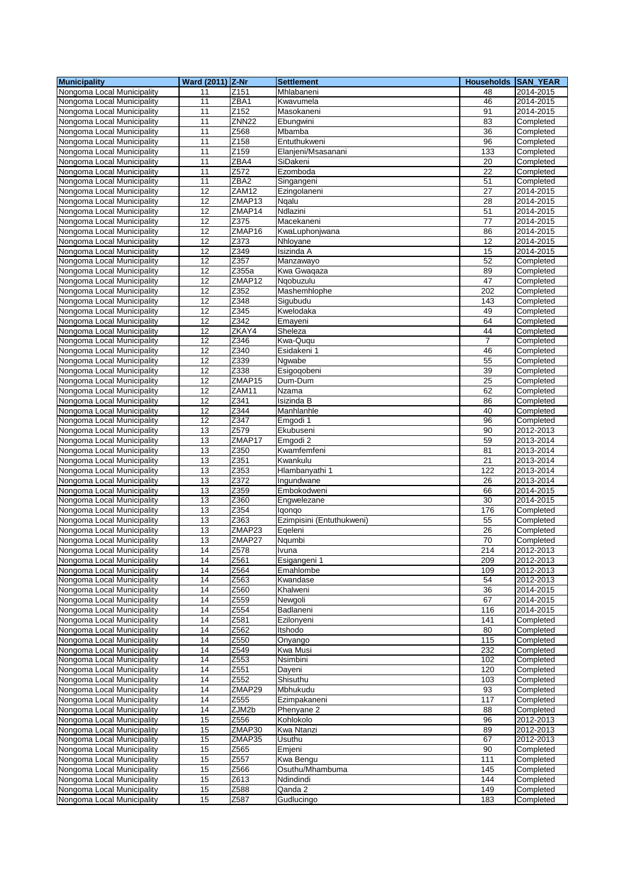| Municipality | Ward (2011) | Z-Nr | Settlement | Households | SAN_YEAR |
|---|---|---|---|---|---|
| Nongoma Local Municipality | 11 | Z151 | Mhlabaneni | 48 | 2014-2015 |
| Nongoma Local Municipality | 11 | ZBA1 | Kwavumela | 46 | 2014-2015 |
| Nongoma Local Municipality | 11 | Z152 | Masokaneni | 91 | 2014-2015 |
| Nongoma Local Municipality | 11 | ZNN22 | Ebungwini | 83 | Completed |
| Nongoma Local Municipality | 11 | Z568 | Mbamba | 36 | Completed |
| Nongoma Local Municipality | 11 | Z158 | Entuthukweni | 96 | Completed |
| Nongoma Local Municipality | 11 | Z159 | Elanjeni/Msasanani | 133 | Completed |
| Nongoma Local Municipality | 11 | ZBA4 | SiDakeni | 20 | Completed |
| Nongoma Local Municipality | 11 | Z572 | Ezomboda | 22 | Completed |
| Nongoma Local Municipality | 11 | ZBA2 | Singangeni | 51 | Completed |
| Nongoma Local Municipality | 12 | ZAM12 | Ezingolaneni | 27 | 2014-2015 |
| Nongoma Local Municipality | 12 | ZMAP13 | Nqalu | 28 | 2014-2015 |
| Nongoma Local Municipality | 12 | ZMAP14 | Ndlazini | 51 | 2014-2015 |
| Nongoma Local Municipality | 12 | Z375 | Macekaneni | 77 | 2014-2015 |
| Nongoma Local Municipality | 12 | ZMAP16 | KwaLuphonjwana | 86 | 2014-2015 |
| Nongoma Local Municipality | 12 | Z373 | Nhloyane | 12 | 2014-2015 |
| Nongoma Local Municipality | 12 | Z349 | Isizinda A | 15 | 2014-2015 |
| Nongoma Local Municipality | 12 | Z357 | Manzawayo | 52 | Completed |
| Nongoma Local Municipality | 12 | Z355a | Kwa Gwaqaza | 89 | Completed |
| Nongoma Local Municipality | 12 | ZMAP12 | Nqobuzulu | 47 | Completed |
| Nongoma Local Municipality | 12 | Z352 | Mashemhlophe | 202 | Completed |
| Nongoma Local Municipality | 12 | Z348 | Sigubudu | 143 | Completed |
| Nongoma Local Municipality | 12 | Z345 | Kwelodaka | 49 | Completed |
| Nongoma Local Municipality | 12 | Z342 | Emayeni | 64 | Completed |
| Nongoma Local Municipality | 12 | ZKAY4 | Sheleza | 44 | Completed |
| Nongoma Local Municipality | 12 | Z346 | Kwa-Ququ | 7 | Completed |
| Nongoma Local Municipality | 12 | Z340 | Esidakeni 1 | 46 | Completed |
| Nongoma Local Municipality | 12 | Z339 | Ngwabe | 55 | Completed |
| Nongoma Local Municipality | 12 | Z338 | Esigoqobeni | 39 | Completed |
| Nongoma Local Municipality | 12 | ZMAP15 | Dum-Dum | 25 | Completed |
| Nongoma Local Municipality | 12 | ZAM11 | Nzama | 62 | Completed |
| Nongoma Local Municipality | 12 | Z341 | Isizinda B | 86 | Completed |
| Nongoma Local Municipality | 12 | Z344 | Manhlanhle | 40 | Completed |
| Nongoma Local Municipality | 12 | Z347 | Emgodi 1 | 96 | Completed |
| Nongoma Local Municipality | 13 | Z579 | Ekubuseni | 90 | 2012-2013 |
| Nongoma Local Municipality | 13 | ZMAP17 | Emgodi 2 | 59 | 2013-2014 |
| Nongoma Local Municipality | 13 | Z350 | Kwamfemfeni | 81 | 2013-2014 |
| Nongoma Local Municipality | 13 | Z351 | Kwankulu | 21 | 2013-2014 |
| Nongoma Local Municipality | 13 | Z353 | Hlambanyathi 1 | 122 | 2013-2014 |
| Nongoma Local Municipality | 13 | Z372 | Ingundwane | 26 | 2013-2014 |
| Nongoma Local Municipality | 13 | Z359 | Embokodweni | 66 | 2014-2015 |
| Nongoma Local Municipality | 13 | Z360 | Engwelezane | 30 | 2014-2015 |
| Nongoma Local Municipality | 13 | Z354 | Iqonqo | 176 | Completed |
| Nongoma Local Municipality | 13 | Z363 | Ezimpisini (Entuthukweni) | 55 | Completed |
| Nongoma Local Municipality | 13 | ZMAP23 | Eqeleni | 26 | Completed |
| Nongoma Local Municipality | 13 | ZMAP27 | Nqumbi | 70 | Completed |
| Nongoma Local Municipality | 14 | Z578 | Ivuna | 214 | 2012-2013 |
| Nongoma Local Municipality | 14 | Z561 | Esigangeni 1 | 209 | 2012-2013 |
| Nongoma Local Municipality | 14 | Z564 | Emahlombe | 109 | 2012-2013 |
| Nongoma Local Municipality | 14 | Z563 | Kwandase | 54 | 2012-2013 |
| Nongoma Local Municipality | 14 | Z560 | Khalweni | 36 | 2014-2015 |
| Nongoma Local Municipality | 14 | Z559 | Newgoli | 67 | 2014-2015 |
| Nongoma Local Municipality | 14 | Z554 | Badlaneni | 116 | 2014-2015 |
| Nongoma Local Municipality | 14 | Z581 | Ezilonyeni | 141 | Completed |
| Nongoma Local Municipality | 14 | Z562 | Itshodo | 80 | Completed |
| Nongoma Local Municipality | 14 | Z550 | Onyango | 115 | Completed |
| Nongoma Local Municipality | 14 | Z549 | Kwa Musi | 232 | Completed |
| Nongoma Local Municipality | 14 | Z553 | Nsimbini | 102 | Completed |
| Nongoma Local Municipality | 14 | Z551 | Dayeni | 120 | Completed |
| Nongoma Local Municipality | 14 | Z552 | Shisuthu | 103 | Completed |
| Nongoma Local Municipality | 14 | ZMAP29 | Mbhukudu | 93 | Completed |
| Nongoma Local Municipality | 14 | Z555 | Ezimpakaneni | 117 | Completed |
| Nongoma Local Municipality | 14 | ZJM2b | Phenyane 2 | 88 | Completed |
| Nongoma Local Municipality | 15 | Z556 | Kohlokolo | 96 | 2012-2013 |
| Nongoma Local Municipality | 15 | ZMAP30 | Kwa Ntanzi | 89 | 2012-2013 |
| Nongoma Local Municipality | 15 | ZMAP35 | Usuthu | 67 | 2012-2013 |
| Nongoma Local Municipality | 15 | Z565 | Emjeni | 90 | Completed |
| Nongoma Local Municipality | 15 | Z557 | Kwa Bengu | 111 | Completed |
| Nongoma Local Municipality | 15 | Z566 | Osuthu/Mhambuma | 145 | Completed |
| Nongoma Local Municipality | 15 | Z613 | Ndindindi | 144 | Completed |
| Nongoma Local Municipality | 15 | Z588 | Qanda 2 | 149 | Completed |
| Nongoma Local Municipality | 15 | Z587 | Gudlucingo | 183 | Completed |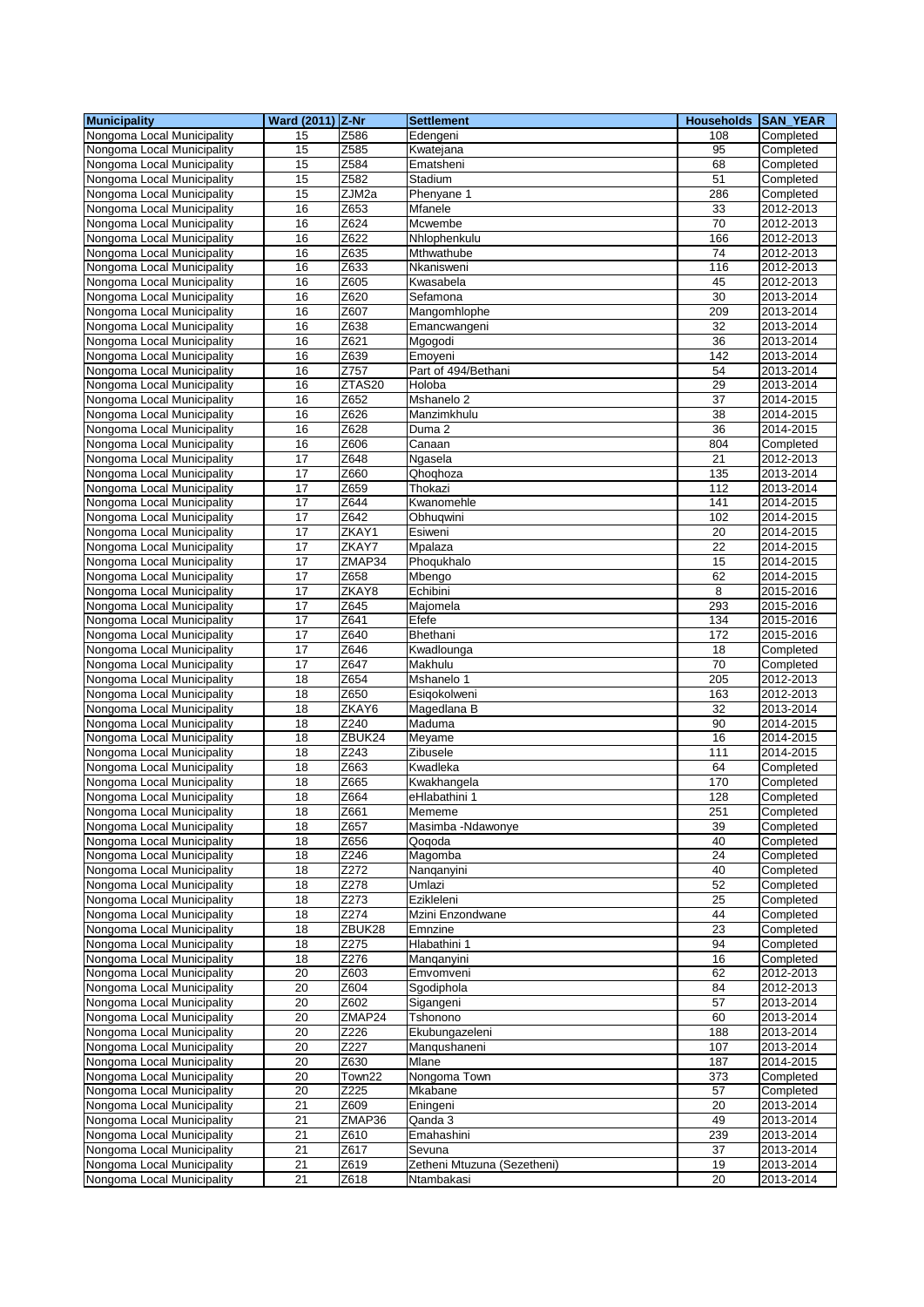| Municipality | Ward (2011) | Z-Nr | Settlement | Households | SAN_YEAR |
|---|---|---|---|---|---|
| Nongoma Local Municipality | 15 | Z586 | Edengeni | 108 | Completed |
| Nongoma Local Municipality | 15 | Z585 | Kwatejana | 95 | Completed |
| Nongoma Local Municipality | 15 | Z584 | Ematsheni | 68 | Completed |
| Nongoma Local Municipality | 15 | Z582 | Stadium | 51 | Completed |
| Nongoma Local Municipality | 15 | ZJM2a | Phenyane 1 | 286 | Completed |
| Nongoma Local Municipality | 16 | Z653 | Mfanele | 33 | 2012-2013 |
| Nongoma Local Municipality | 16 | Z624 | Mcwembe | 70 | 2012-2013 |
| Nongoma Local Municipality | 16 | Z622 | Nhlophenkulu | 166 | 2012-2013 |
| Nongoma Local Municipality | 16 | Z635 | Mthwathube | 74 | 2012-2013 |
| Nongoma Local Municipality | 16 | Z633 | Nkanisweni | 116 | 2012-2013 |
| Nongoma Local Municipality | 16 | Z605 | Kwasabela | 45 | 2012-2013 |
| Nongoma Local Municipality | 16 | Z620 | Sefamona | 30 | 2013-2014 |
| Nongoma Local Municipality | 16 | Z607 | Mangomhlophe | 209 | 2013-2014 |
| Nongoma Local Municipality | 16 | Z638 | Emancwangeni | 32 | 2013-2014 |
| Nongoma Local Municipality | 16 | Z621 | Mgogodi | 36 | 2013-2014 |
| Nongoma Local Municipality | 16 | Z639 | Emoyeni | 142 | 2013-2014 |
| Nongoma Local Municipality | 16 | Z757 | Part of 494/Bethani | 54 | 2013-2014 |
| Nongoma Local Municipality | 16 | ZTAS20 | Holoba | 29 | 2013-2014 |
| Nongoma Local Municipality | 16 | Z652 | Mshanelo 2 | 37 | 2014-2015 |
| Nongoma Local Municipality | 16 | Z626 | Manzimkhulu | 38 | 2014-2015 |
| Nongoma Local Municipality | 16 | Z628 | Duma 2 | 36 | 2014-2015 |
| Nongoma Local Municipality | 16 | Z606 | Canaan | 804 | Completed |
| Nongoma Local Municipality | 17 | Z648 | Ngasela | 21 | 2012-2013 |
| Nongoma Local Municipality | 17 | Z660 | Qhoqhoza | 135 | 2013-2014 |
| Nongoma Local Municipality | 17 | Z659 | Thokazi | 112 | 2013-2014 |
| Nongoma Local Municipality | 17 | Z644 | Kwanomehle | 141 | 2014-2015 |
| Nongoma Local Municipality | 17 | Z642 | Obhuqwini | 102 | 2014-2015 |
| Nongoma Local Municipality | 17 | ZKAY1 | Esiweni | 20 | 2014-2015 |
| Nongoma Local Municipality | 17 | ZKAY7 | Mpalaza | 22 | 2014-2015 |
| Nongoma Local Municipality | 17 | ZMAP34 | Phoqukhalo | 15 | 2014-2015 |
| Nongoma Local Municipality | 17 | Z658 | Mbengo | 62 | 2014-2015 |
| Nongoma Local Municipality | 17 | ZKAY8 | Echibini | 8 | 2015-2016 |
| Nongoma Local Municipality | 17 | Z645 | Majomela | 293 | 2015-2016 |
| Nongoma Local Municipality | 17 | Z641 | Efefe | 134 | 2015-2016 |
| Nongoma Local Municipality | 17 | Z640 | Bhethani | 172 | 2015-2016 |
| Nongoma Local Municipality | 17 | Z646 | Kwadlounga | 18 | Completed |
| Nongoma Local Municipality | 17 | Z647 | Makhulu | 70 | Completed |
| Nongoma Local Municipality | 18 | Z654 | Mshanelo 1 | 205 | 2012-2013 |
| Nongoma Local Municipality | 18 | Z650 | Esiqokolweni | 163 | 2012-2013 |
| Nongoma Local Municipality | 18 | ZKAY6 | Magedlana B | 32 | 2013-2014 |
| Nongoma Local Municipality | 18 | Z240 | Maduma | 90 | 2014-2015 |
| Nongoma Local Municipality | 18 | ZBUK24 | Meyame | 16 | 2014-2015 |
| Nongoma Local Municipality | 18 | Z243 | Zibusele | 111 | 2014-2015 |
| Nongoma Local Municipality | 18 | Z663 | Kwadleka | 64 | Completed |
| Nongoma Local Municipality | 18 | Z665 | Kwakhangela | 170 | Completed |
| Nongoma Local Municipality | 18 | Z664 | eHlabathini 1 | 128 | Completed |
| Nongoma Local Municipality | 18 | Z661 | Mememe | 251 | Completed |
| Nongoma Local Municipality | 18 | Z657 | Masimba -Ndawonye | 39 | Completed |
| Nongoma Local Municipality | 18 | Z656 | Qoqoda | 40 | Completed |
| Nongoma Local Municipality | 18 | Z246 | Magomba | 24 | Completed |
| Nongoma Local Municipality | 18 | Z272 | Nanqanyini | 40 | Completed |
| Nongoma Local Municipality | 18 | Z278 | Umlazi | 52 | Completed |
| Nongoma Local Municipality | 18 | Z273 | Ezikleleni | 25 | Completed |
| Nongoma Local Municipality | 18 | Z274 | Mzini Enzondwane | 44 | Completed |
| Nongoma Local Municipality | 18 | ZBUK28 | Emnzine | 23 | Completed |
| Nongoma Local Municipality | 18 | Z275 | Hlabathini 1 | 94 | Completed |
| Nongoma Local Municipality | 18 | Z276 | Manqanyini | 16 | Completed |
| Nongoma Local Municipality | 20 | Z603 | Emvomveni | 62 | 2012-2013 |
| Nongoma Local Municipality | 20 | Z604 | Sgodiphola | 84 | 2012-2013 |
| Nongoma Local Municipality | 20 | Z602 | Sigangeni | 57 | 2013-2014 |
| Nongoma Local Municipality | 20 | ZMAP24 | Tshonono | 60 | 2013-2014 |
| Nongoma Local Municipality | 20 | Z226 | Ekubungazeleni | 188 | 2013-2014 |
| Nongoma Local Municipality | 20 | Z227 | Manqushaneni | 107 | 2013-2014 |
| Nongoma Local Municipality | 20 | Z630 | Mlane | 187 | 2014-2015 |
| Nongoma Local Municipality | 20 | Town22 | Nongoma Town | 373 | Completed |
| Nongoma Local Municipality | 20 | Z225 | Mkabane | 57 | Completed |
| Nongoma Local Municipality | 21 | Z609 | Eningeni | 20 | 2013-2014 |
| Nongoma Local Municipality | 21 | ZMAP36 | Qanda 3 | 49 | 2013-2014 |
| Nongoma Local Municipality | 21 | Z610 | Emahashini | 239 | 2013-2014 |
| Nongoma Local Municipality | 21 | Z617 | Sevuna | 37 | 2013-2014 |
| Nongoma Local Municipality | 21 | Z619 | Zetheni Mtuzuna (Sezetheni) | 19 | 2013-2014 |
| Nongoma Local Municipality | 21 | Z618 | Ntambakasi | 20 | 2013-2014 |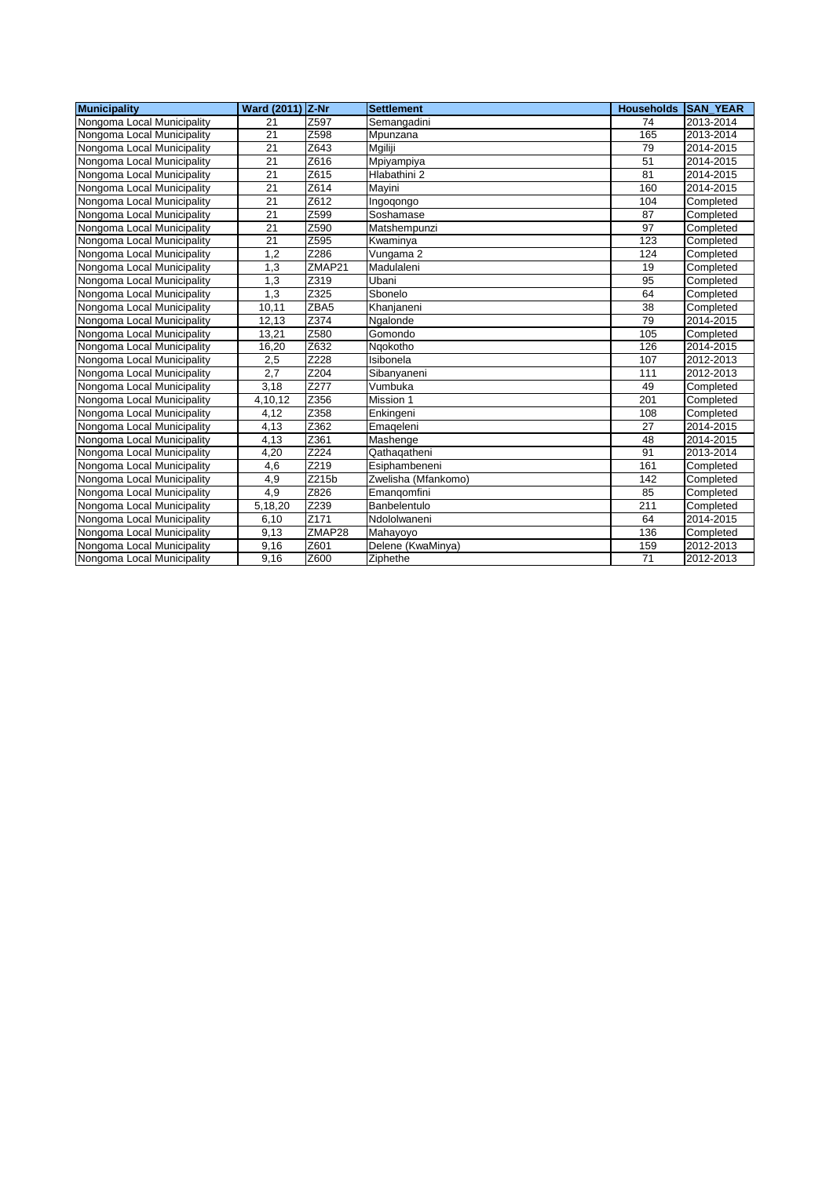| Municipality | Ward (2011) | Z-Nr | Settlement | Households | SAN_YEAR |
|---|---|---|---|---|---|
| Nongoma Local Municipality | 21 | Z597 | Semangadini | 74 | 2013-2014 |
| Nongoma Local Municipality | 21 | Z598 | Mpunzana | 165 | 2013-2014 |
| Nongoma Local Municipality | 21 | Z643 | Mgiliji | 79 | 2014-2015 |
| Nongoma Local Municipality | 21 | Z616 | Mpiyampiya | 51 | 2014-2015 |
| Nongoma Local Municipality | 21 | Z615 | Hlabathini 2 | 81 | 2014-2015 |
| Nongoma Local Municipality | 21 | Z614 | Mayini | 160 | 2014-2015 |
| Nongoma Local Municipality | 21 | Z612 | Ingoqongo | 104 | Completed |
| Nongoma Local Municipality | 21 | Z599 | Soshamase | 87 | Completed |
| Nongoma Local Municipality | 21 | Z590 | Matshempunzi | 97 | Completed |
| Nongoma Local Municipality | 21 | Z595 | Kwaminya | 123 | Completed |
| Nongoma Local Municipality | 1,2 | Z286 | Vungama 2 | 124 | Completed |
| Nongoma Local Municipality | 1,3 | ZMAP21 | Madulaleni | 19 | Completed |
| Nongoma Local Municipality | 1,3 | Z319 | Ubani | 95 | Completed |
| Nongoma Local Municipality | 1,3 | Z325 | Sbonelo | 64 | Completed |
| Nongoma Local Municipality | 10,11 | ZBA5 | Khanjaneni | 38 | Completed |
| Nongoma Local Municipality | 12,13 | Z374 | Ngalonde | 79 | 2014-2015 |
| Nongoma Local Municipality | 13,21 | Z580 | Gomondo | 105 | Completed |
| Nongoma Local Municipality | 16,20 | Z632 | Nqokotho | 126 | 2014-2015 |
| Nongoma Local Municipality | 2,5 | Z228 | Isibonela | 107 | 2012-2013 |
| Nongoma Local Municipality | 2,7 | Z204 | Sibanyaneni | 111 | 2012-2013 |
| Nongoma Local Municipality | 3,18 | Z277 | Vumbuka | 49 | Completed |
| Nongoma Local Municipality | 4,10,12 | Z356 | Mission 1 | 201 | Completed |
| Nongoma Local Municipality | 4,12 | Z358 | Enkingeni | 108 | Completed |
| Nongoma Local Municipality | 4,13 | Z362 | Emaqeleni | 27 | 2014-2015 |
| Nongoma Local Municipality | 4,13 | Z361 | Mashenge | 48 | 2014-2015 |
| Nongoma Local Municipality | 4,20 | Z224 | Qathaqatheni | 91 | 2013-2014 |
| Nongoma Local Municipality | 4,6 | Z219 | Esiphambeneni | 161 | Completed |
| Nongoma Local Municipality | 4,9 | Z215b | Zwelisha (Mfankomo) | 142 | Completed |
| Nongoma Local Municipality | 4,9 | Z826 | Emanqomfini | 85 | Completed |
| Nongoma Local Municipality | 5,18,20 | Z239 | Banbelentulo | 211 | Completed |
| Nongoma Local Municipality | 6,10 | Z171 | Ndololwaneni | 64 | 2014-2015 |
| Nongoma Local Municipality | 9,13 | ZMAP28 | Mahayoyo | 136 | Completed |
| Nongoma Local Municipality | 9,16 | Z601 | Delene (KwaMinya) | 159 | 2012-2013 |
| Nongoma Local Municipality | 9,16 | Z600 | Ziphethe | 71 | 2012-2013 |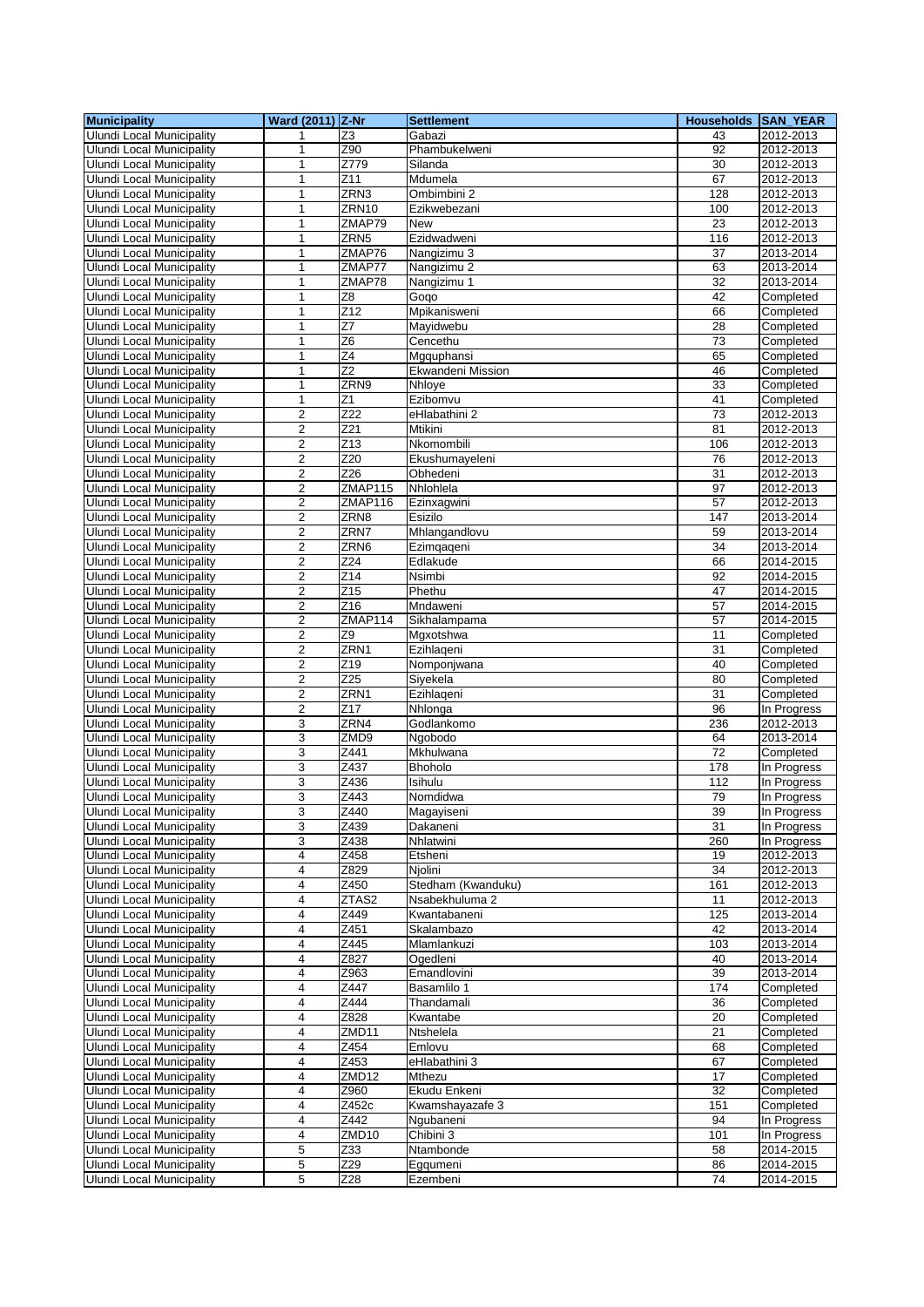| Municipality | Ward (2011) | Z-Nr | Settlement | Households | SAN_YEAR |
|---|---|---|---|---|---|
| Ulundi Local Municipality | 1 | Z3 | Gabazi | 43 | 2012-2013 |
| Ulundi Local Municipality | 1 | Z90 | Phambukelweni | 92 | 2012-2013 |
| Ulundi Local Municipality | 1 | Z779 | Silanda | 30 | 2012-2013 |
| Ulundi Local Municipality | 1 | Z11 | Mdumela | 67 | 2012-2013 |
| Ulundi Local Municipality | 1 | ZRN3 | Ombimbini 2 | 128 | 2012-2013 |
| Ulundi Local Municipality | 1 | ZRN10 | Ezikwebezani | 100 | 2012-2013 |
| Ulundi Local Municipality | 1 | ZMAP79 | New | 23 | 2012-2013 |
| Ulundi Local Municipality | 1 | ZRN5 | Ezidwadweni | 116 | 2012-2013 |
| Ulundi Local Municipality | 1 | ZMAP76 | Nangizimu 3 | 37 | 2013-2014 |
| Ulundi Local Municipality | 1 | ZMAP77 | Nangizimu 2 | 63 | 2013-2014 |
| Ulundi Local Municipality | 1 | ZMAP78 | Nangizimu 1 | 32 | 2013-2014 |
| Ulundi Local Municipality | 1 | Z8 | Goqo | 42 | Completed |
| Ulundi Local Municipality | 1 | Z12 | Mpikanisweni | 66 | Completed |
| Ulundi Local Municipality | 1 | Z7 | Mayidwebu | 28 | Completed |
| Ulundi Local Municipality | 1 | Z6 | Cencethu | 73 | Completed |
| Ulundi Local Municipality | 1 | Z4 | Mgquphansi | 65 | Completed |
| Ulundi Local Municipality | 1 | Z2 | Ekwandeni Mission | 46 | Completed |
| Ulundi Local Municipality | 1 | ZRN9 | Nhloye | 33 | Completed |
| Ulundi Local Municipality | 1 | Z1 | Ezibomvu | 41 | Completed |
| Ulundi Local Municipality | 2 | Z22 | eHlabathini 2 | 73 | 2012-2013 |
| Ulundi Local Municipality | 2 | Z21 | Mtikini | 81 | 2012-2013 |
| Ulundi Local Municipality | 2 | Z13 | Nkomombili | 106 | 2012-2013 |
| Ulundi Local Municipality | 2 | Z20 | Ekushumayeleni | 76 | 2012-2013 |
| Ulundi Local Municipality | 2 | Z26 | Obhedeni | 31 | 2012-2013 |
| Ulundi Local Municipality | 2 | ZMAP115 | Nhlohlela | 97 | 2012-2013 |
| Ulundi Local Municipality | 2 | ZMAP116 | Ezinxagwini | 57 | 2012-2013 |
| Ulundi Local Municipality | 2 | ZRN8 | Esizilo | 147 | 2013-2014 |
| Ulundi Local Municipality | 2 | ZRN7 | Mhlangandlovu | 59 | 2013-2014 |
| Ulundi Local Municipality | 2 | ZRN6 | Ezimqaqeni | 34 | 2013-2014 |
| Ulundi Local Municipality | 2 | Z24 | Edlakude | 66 | 2014-2015 |
| Ulundi Local Municipality | 2 | Z14 | Nsimbi | 92 | 2014-2015 |
| Ulundi Local Municipality | 2 | Z15 | Phethu | 47 | 2014-2015 |
| Ulundi Local Municipality | 2 | Z16 | Mndaweni | 57 | 2014-2015 |
| Ulundi Local Municipality | 2 | ZMAP114 | Sikhalampama | 57 | 2014-2015 |
| Ulundi Local Municipality | 2 | Z9 | Mgxotshwa | 11 | Completed |
| Ulundi Local Municipality | 2 | ZRN1 | Ezihlaqeni | 31 | Completed |
| Ulundi Local Municipality | 2 | Z19 | Nomponjwana | 40 | Completed |
| Ulundi Local Municipality | 2 | Z25 | Siyekela | 80 | Completed |
| Ulundi Local Municipality | 2 | ZRN1 | Ezihlaqeni | 31 | Completed |
| Ulundi Local Municipality | 2 | Z17 | Nhlonga | 96 | In Progress |
| Ulundi Local Municipality | 3 | ZRN4 | Godlankomo | 236 | 2012-2013 |
| Ulundi Local Municipality | 3 | ZMD9 | Ngobodo | 64 | 2013-2014 |
| Ulundi Local Municipality | 3 | Z441 | Mkhulwana | 72 | Completed |
| Ulundi Local Municipality | 3 | Z437 | Bhoholo | 178 | In Progress |
| Ulundi Local Municipality | 3 | Z436 | Isihulu | 112 | In Progress |
| Ulundi Local Municipality | 3 | Z443 | Nomdidwa | 79 | In Progress |
| Ulundi Local Municipality | 3 | Z440 | Magayiseni | 39 | In Progress |
| Ulundi Local Municipality | 3 | Z439 | Dakaneni | 31 | In Progress |
| Ulundi Local Municipality | 3 | Z438 | Nhlatwini | 260 | In Progress |
| Ulundi Local Municipality | 4 | Z458 | Etsheni | 19 | 2012-2013 |
| Ulundi Local Municipality | 4 | Z829 | Njolini | 34 | 2012-2013 |
| Ulundi Local Municipality | 4 | Z450 | Stedham (Kwanduku) | 161 | 2012-2013 |
| Ulundi Local Municipality | 4 | ZTAS2 | Nsabekhuluma 2 | 11 | 2012-2013 |
| Ulundi Local Municipality | 4 | Z449 | Kwantabaneni | 125 | 2013-2014 |
| Ulundi Local Municipality | 4 | Z451 | Skalambazo | 42 | 2013-2014 |
| Ulundi Local Municipality | 4 | Z445 | Mlamlankuzi | 103 | 2013-2014 |
| Ulundi Local Municipality | 4 | Z827 | Ogedleni | 40 | 2013-2014 |
| Ulundi Local Municipality | 4 | Z963 | Emandlovini | 39 | 2013-2014 |
| Ulundi Local Municipality | 4 | Z447 | Basamlilo 1 | 174 | Completed |
| Ulundi Local Municipality | 4 | Z444 | Thandamali | 36 | Completed |
| Ulundi Local Municipality | 4 | Z828 | Kwantabe | 20 | Completed |
| Ulundi Local Municipality | 4 | ZMD11 | Ntshelela | 21 | Completed |
| Ulundi Local Municipality | 4 | Z454 | Emlovu | 68 | Completed |
| Ulundi Local Municipality | 4 | Z453 | eHlabathini 3 | 67 | Completed |
| Ulundi Local Municipality | 4 | ZMD12 | Mthezu | 17 | Completed |
| Ulundi Local Municipality | 4 | Z960 | Ekudu Enkeni | 32 | Completed |
| Ulundi Local Municipality | 4 | Z452c | Kwamshayazafe 3 | 151 | Completed |
| Ulundi Local Municipality | 4 | Z442 | Ngubaneni | 94 | In Progress |
| Ulundi Local Municipality | 4 | ZMD10 | Chibini 3 | 101 | In Progress |
| Ulundi Local Municipality | 5 | Z33 | Ntambonde | 58 | 2014-2015 |
| Ulundi Local Municipality | 5 | Z29 | Egqumeni | 86 | 2014-2015 |
| Ulundi Local Municipality | 5 | Z28 | Ezembeni | 74 | 2014-2015 |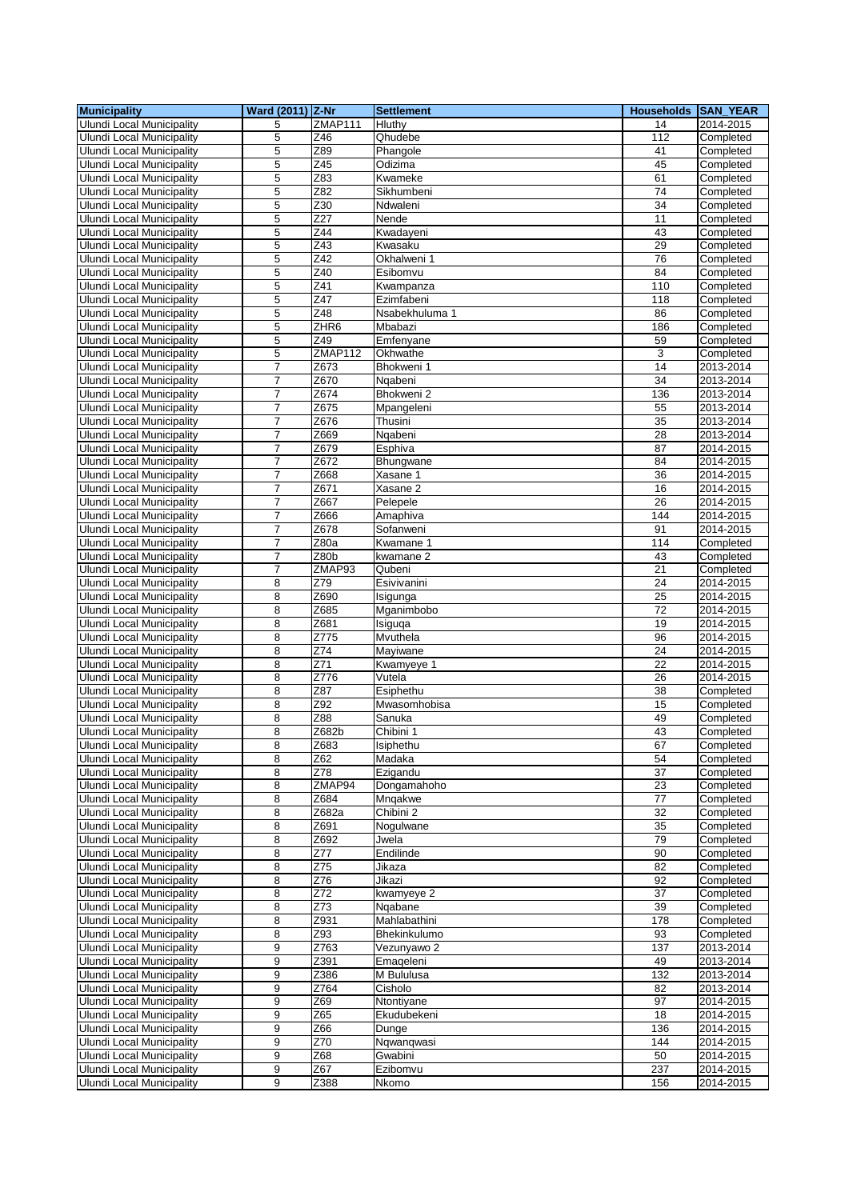| Municipality | Ward (2011) | Z-Nr | Settlement | Households | SAN_YEAR |
|---|---|---|---|---|---|
| Ulundi Local Municipality | 5 | ZMAP111 | Hluthy | 14 | 2014-2015 |
| Ulundi Local Municipality | 5 | Z46 | Qhudebe | 112 | Completed |
| Ulundi Local Municipality | 5 | Z89 | Phangole | 41 | Completed |
| Ulundi Local Municipality | 5 | Z45 | Odizima | 45 | Completed |
| Ulundi Local Municipality | 5 | Z83 | Kwameke | 61 | Completed |
| Ulundi Local Municipality | 5 | Z82 | Sikhumbeni | 74 | Completed |
| Ulundi Local Municipality | 5 | Z30 | Ndwaleni | 34 | Completed |
| Ulundi Local Municipality | 5 | Z27 | Nende | 11 | Completed |
| Ulundi Local Municipality | 5 | Z44 | Kwadayeni | 43 | Completed |
| Ulundi Local Municipality | 5 | Z43 | Kwasaku | 29 | Completed |
| Ulundi Local Municipality | 5 | Z42 | Okhalweni 1 | 76 | Completed |
| Ulundi Local Municipality | 5 | Z40 | Esibomvu | 84 | Completed |
| Ulundi Local Municipality | 5 | Z41 | Kwampanza | 110 | Completed |
| Ulundi Local Municipality | 5 | Z47 | Ezimfabeni | 118 | Completed |
| Ulundi Local Municipality | 5 | Z48 | Nsabekhuluma 1 | 86 | Completed |
| Ulundi Local Municipality | 5 | ZHR6 | Mbabazi | 186 | Completed |
| Ulundi Local Municipality | 5 | Z49 | Emfenyane | 59 | Completed |
| Ulundi Local Municipality | 5 | ZMAP112 | Okhwathe | 3 | Completed |
| Ulundi Local Municipality | 7 | Z673 | Bhokweni 1 | 14 | 2013-2014 |
| Ulundi Local Municipality | 7 | Z670 | Nqabeni | 34 | 2013-2014 |
| Ulundi Local Municipality | 7 | Z674 | Bhokweni 2 | 136 | 2013-2014 |
| Ulundi Local Municipality | 7 | Z675 | Mpangeleni | 55 | 2013-2014 |
| Ulundi Local Municipality | 7 | Z676 | Thusini | 35 | 2013-2014 |
| Ulundi Local Municipality | 7 | Z669 | Nqabeni | 28 | 2013-2014 |
| Ulundi Local Municipality | 7 | Z679 | Esphiva | 87 | 2014-2015 |
| Ulundi Local Municipality | 7 | Z672 | Bhungwane | 84 | 2014-2015 |
| Ulundi Local Municipality | 7 | Z668 | Xasane 1 | 36 | 2014-2015 |
| Ulundi Local Municipality | 7 | Z671 | Xasane 2 | 16 | 2014-2015 |
| Ulundi Local Municipality | 7 | Z667 | Pelepele | 26 | 2014-2015 |
| Ulundi Local Municipality | 7 | Z666 | Amaphiva | 144 | 2014-2015 |
| Ulundi Local Municipality | 7 | Z678 | Sofanweni | 91 | 2014-2015 |
| Ulundi Local Municipality | 7 | Z80a | Kwamane 1 | 114 | Completed |
| Ulundi Local Municipality | 7 | Z80b | kwamane 2 | 43 | Completed |
| Ulundi Local Municipality | 7 | ZMAP93 | Qubeni | 21 | Completed |
| Ulundi Local Municipality | 8 | Z79 | Esivivanini | 24 | 2014-2015 |
| Ulundi Local Municipality | 8 | Z690 | Isigunga | 25 | 2014-2015 |
| Ulundi Local Municipality | 8 | Z685 | Mganimbobo | 72 | 2014-2015 |
| Ulundi Local Municipality | 8 | Z681 | Isiguqa | 19 | 2014-2015 |
| Ulundi Local Municipality | 8 | Z775 | Mvuthela | 96 | 2014-2015 |
| Ulundi Local Municipality | 8 | Z74 | Mayiwane | 24 | 2014-2015 |
| Ulundi Local Municipality | 8 | Z71 | Kwamyeye 1 | 22 | 2014-2015 |
| Ulundi Local Municipality | 8 | Z776 | Vutela | 26 | 2014-2015 |
| Ulundi Local Municipality | 8 | Z87 | Esiphethu | 38 | Completed |
| Ulundi Local Municipality | 8 | Z92 | Mwasomhobisa | 15 | Completed |
| Ulundi Local Municipality | 8 | Z88 | Sanuka | 49 | Completed |
| Ulundi Local Municipality | 8 | Z682b | Chibini 1 | 43 | Completed |
| Ulundi Local Municipality | 8 | Z683 | Isiphethu | 67 | Completed |
| Ulundi Local Municipality | 8 | Z62 | Madaka | 54 | Completed |
| Ulundi Local Municipality | 8 | Z78 | Ezigandu | 37 | Completed |
| Ulundi Local Municipality | 8 | ZMAP94 | Dongamahoho | 23 | Completed |
| Ulundi Local Municipality | 8 | Z684 | Mnqakwe | 77 | Completed |
| Ulundi Local Municipality | 8 | Z682a | Chibini 2 | 32 | Completed |
| Ulundi Local Municipality | 8 | Z691 | Nogulwane | 35 | Completed |
| Ulundi Local Municipality | 8 | Z692 | Jwela | 79 | Completed |
| Ulundi Local Municipality | 8 | Z77 | Endilinde | 90 | Completed |
| Ulundi Local Municipality | 8 | Z75 | Jikaza | 82 | Completed |
| Ulundi Local Municipality | 8 | Z76 | Jikazi | 92 | Completed |
| Ulundi Local Municipality | 8 | Z72 | kwamyeye 2 | 37 | Completed |
| Ulundi Local Municipality | 8 | Z73 | Nqabane | 39 | Completed |
| Ulundi Local Municipality | 8 | Z931 | Mahlabathini | 178 | Completed |
| Ulundi Local Municipality | 8 | Z93 | Bhekinkulumo | 93 | Completed |
| Ulundi Local Municipality | 9 | Z763 | Vezunyawo 2 | 137 | 2013-2014 |
| Ulundi Local Municipality | 9 | Z391 | Emaqeleni | 49 | 2013-2014 |
| Ulundi Local Municipality | 9 | Z386 | M Bululusa | 132 | 2013-2014 |
| Ulundi Local Municipality | 9 | Z764 | Cisholo | 82 | 2013-2014 |
| Ulundi Local Municipality | 9 | Z69 | Ntontiyane | 97 | 2014-2015 |
| Ulundi Local Municipality | 9 | Z65 | Ekudubekeni | 18 | 2014-2015 |
| Ulundi Local Municipality | 9 | Z66 | Dunge | 136 | 2014-2015 |
| Ulundi Local Municipality | 9 | Z70 | Nqwanqwasi | 144 | 2014-2015 |
| Ulundi Local Municipality | 9 | Z68 | Gwabini | 50 | 2014-2015 |
| Ulundi Local Municipality | 9 | Z67 | Ezibomvu | 237 | 2014-2015 |
| Ulundi Local Municipality | 9 | Z388 | Nkomo | 156 | 2014-2015 |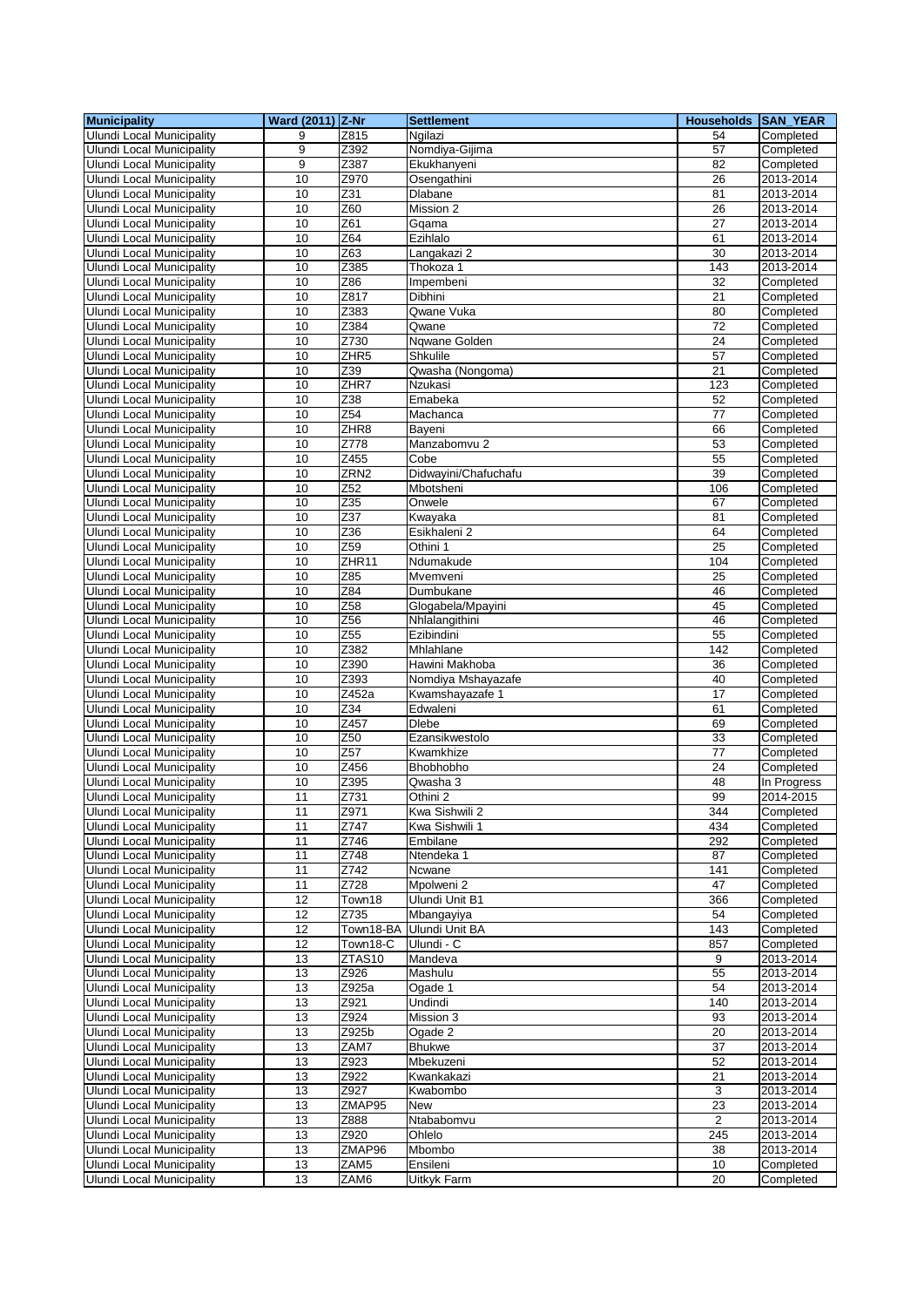| Municipality | Ward (2011) | Z-Nr | Settlement | Households | SAN_YEAR |
| --- | --- | --- | --- | --- | --- |
| Ulundi Local Municipality | 9 | Z815 | Ngilazi | 54 | Completed |
| Ulundi Local Municipality | 9 | Z392 | Nomdiya-Gijima | 57 | Completed |
| Ulundi Local Municipality | 9 | Z387 | Ekukhanyeni | 82 | Completed |
| Ulundi Local Municipality | 10 | Z970 | Osengathini | 26 | 2013-2014 |
| Ulundi Local Municipality | 10 | Z31 | Dlabane | 81 | 2013-2014 |
| Ulundi Local Municipality | 10 | Z60 | Mission 2 | 26 | 2013-2014 |
| Ulundi Local Municipality | 10 | Z61 | Gqama | 27 | 2013-2014 |
| Ulundi Local Municipality | 10 | Z64 | Ezihlalo | 61 | 2013-2014 |
| Ulundi Local Municipality | 10 | Z63 | Langakazi 2 | 30 | 2013-2014 |
| Ulundi Local Municipality | 10 | Z385 | Thokoza 1 | 143 | 2013-2014 |
| Ulundi Local Municipality | 10 | Z86 | Impembeni | 32 | Completed |
| Ulundi Local Municipality | 10 | Z817 | Dibhini | 21 | Completed |
| Ulundi Local Municipality | 10 | Z383 | Qwane Vuka | 80 | Completed |
| Ulundi Local Municipality | 10 | Z384 | Qwane | 72 | Completed |
| Ulundi Local Municipality | 10 | Z730 | Nqwane Golden | 24 | Completed |
| Ulundi Local Municipality | 10 | ZHR5 | Shkulile | 57 | Completed |
| Ulundi Local Municipality | 10 | Z39 | Qwasha (Nongoma) | 21 | Completed |
| Ulundi Local Municipality | 10 | ZHR7 | Nzukasi | 123 | Completed |
| Ulundi Local Municipality | 10 | Z38 | Emabeka | 52 | Completed |
| Ulundi Local Municipality | 10 | Z54 | Machanca | 77 | Completed |
| Ulundi Local Municipality | 10 | ZHR8 | Bayeni | 66 | Completed |
| Ulundi Local Municipality | 10 | Z778 | Manzabomvu 2 | 53 | Completed |
| Ulundi Local Municipality | 10 | Z455 | Cobe | 55 | Completed |
| Ulundi Local Municipality | 10 | ZRN2 | Didwayini/Chafuchafu | 39 | Completed |
| Ulundi Local Municipality | 10 | Z52 | Mbotsheni | 106 | Completed |
| Ulundi Local Municipality | 10 | Z35 | Onwele | 67 | Completed |
| Ulundi Local Municipality | 10 | Z37 | Kwayaka | 81 | Completed |
| Ulundi Local Municipality | 10 | Z36 | Esikhaleni 2 | 64 | Completed |
| Ulundi Local Municipality | 10 | Z59 | Othini 1 | 25 | Completed |
| Ulundi Local Municipality | 10 | ZHR11 | Ndumakude | 104 | Completed |
| Ulundi Local Municipality | 10 | Z85 | Mvemveni | 25 | Completed |
| Ulundi Local Municipality | 10 | Z84 | Dumbukane | 46 | Completed |
| Ulundi Local Municipality | 10 | Z58 | Glogabela/Mpayini | 45 | Completed |
| Ulundi Local Municipality | 10 | Z56 | Nhlalangithini | 46 | Completed |
| Ulundi Local Municipality | 10 | Z55 | Ezibindini | 55 | Completed |
| Ulundi Local Municipality | 10 | Z382 | Mhlahlane | 142 | Completed |
| Ulundi Local Municipality | 10 | Z390 | Hawini Makhoba | 36 | Completed |
| Ulundi Local Municipality | 10 | Z393 | Nomdiya Mshayazafe | 40 | Completed |
| Ulundi Local Municipality | 10 | Z452a | Kwamshayazafe 1 | 17 | Completed |
| Ulundi Local Municipality | 10 | Z34 | Edwaleni | 61 | Completed |
| Ulundi Local Municipality | 10 | Z457 | Dlebe | 69 | Completed |
| Ulundi Local Municipality | 10 | Z50 | Ezansikwestolo | 33 | Completed |
| Ulundi Local Municipality | 10 | Z57 | Kwamkhize | 77 | Completed |
| Ulundi Local Municipality | 10 | Z456 | Bhobhobho | 24 | Completed |
| Ulundi Local Municipality | 10 | Z395 | Qwasha 3 | 48 | In Progress |
| Ulundi Local Municipality | 11 | Z731 | Othini 2 | 99 | 2014-2015 |
| Ulundi Local Municipality | 11 | Z971 | Kwa Sishwili 2 | 344 | Completed |
| Ulundi Local Municipality | 11 | Z747 | Kwa Sishwili 1 | 434 | Completed |
| Ulundi Local Municipality | 11 | Z746 | Embilane | 292 | Completed |
| Ulundi Local Municipality | 11 | Z748 | Ntendeka 1 | 87 | Completed |
| Ulundi Local Municipality | 11 | Z742 | Ncwane | 141 | Completed |
| Ulundi Local Municipality | 11 | Z728 | Mpolweni 2 | 47 | Completed |
| Ulundi Local Municipality | 12 | Town18 | Ulundi Unit B1 | 366 | Completed |
| Ulundi Local Municipality | 12 | Z735 | Mbangayiya | 54 | Completed |
| Ulundi Local Municipality | 12 | Town18-BA | Ulundi Unit BA | 143 | Completed |
| Ulundi Local Municipality | 12 | Town18-C | Ulundi - C | 857 | Completed |
| Ulundi Local Municipality | 13 | ZTAS10 | Mandeva | 9 | 2013-2014 |
| Ulundi Local Municipality | 13 | Z926 | Mashulu | 55 | 2013-2014 |
| Ulundi Local Municipality | 13 | Z925a | Ogade 1 | 54 | 2013-2014 |
| Ulundi Local Municipality | 13 | Z921 | Undindi | 140 | 2013-2014 |
| Ulundi Local Municipality | 13 | Z924 | Mission 3 | 93 | 2013-2014 |
| Ulundi Local Municipality | 13 | Z925b | Ogade 2 | 20 | 2013-2014 |
| Ulundi Local Municipality | 13 | ZAM7 | Bhukwe | 37 | 2013-2014 |
| Ulundi Local Municipality | 13 | Z923 | Mbekuzeni | 52 | 2013-2014 |
| Ulundi Local Municipality | 13 | Z922 | Kwankakazi | 21 | 2013-2014 |
| Ulundi Local Municipality | 13 | Z927 | Kwabombo | 3 | 2013-2014 |
| Ulundi Local Municipality | 13 | ZMAP95 | New | 23 | 2013-2014 |
| Ulundi Local Municipality | 13 | Z888 | Ntababomvu | 2 | 2013-2014 |
| Ulundi Local Municipality | 13 | Z920 | Ohlelo | 245 | 2013-2014 |
| Ulundi Local Municipality | 13 | ZMAP96 | Mbombo | 38 | 2013-2014 |
| Ulundi Local Municipality | 13 | ZAM5 | Ensileni | 10 | Completed |
| Ulundi Local Municipality | 13 | ZAM6 | Uitkyk Farm | 20 | Completed |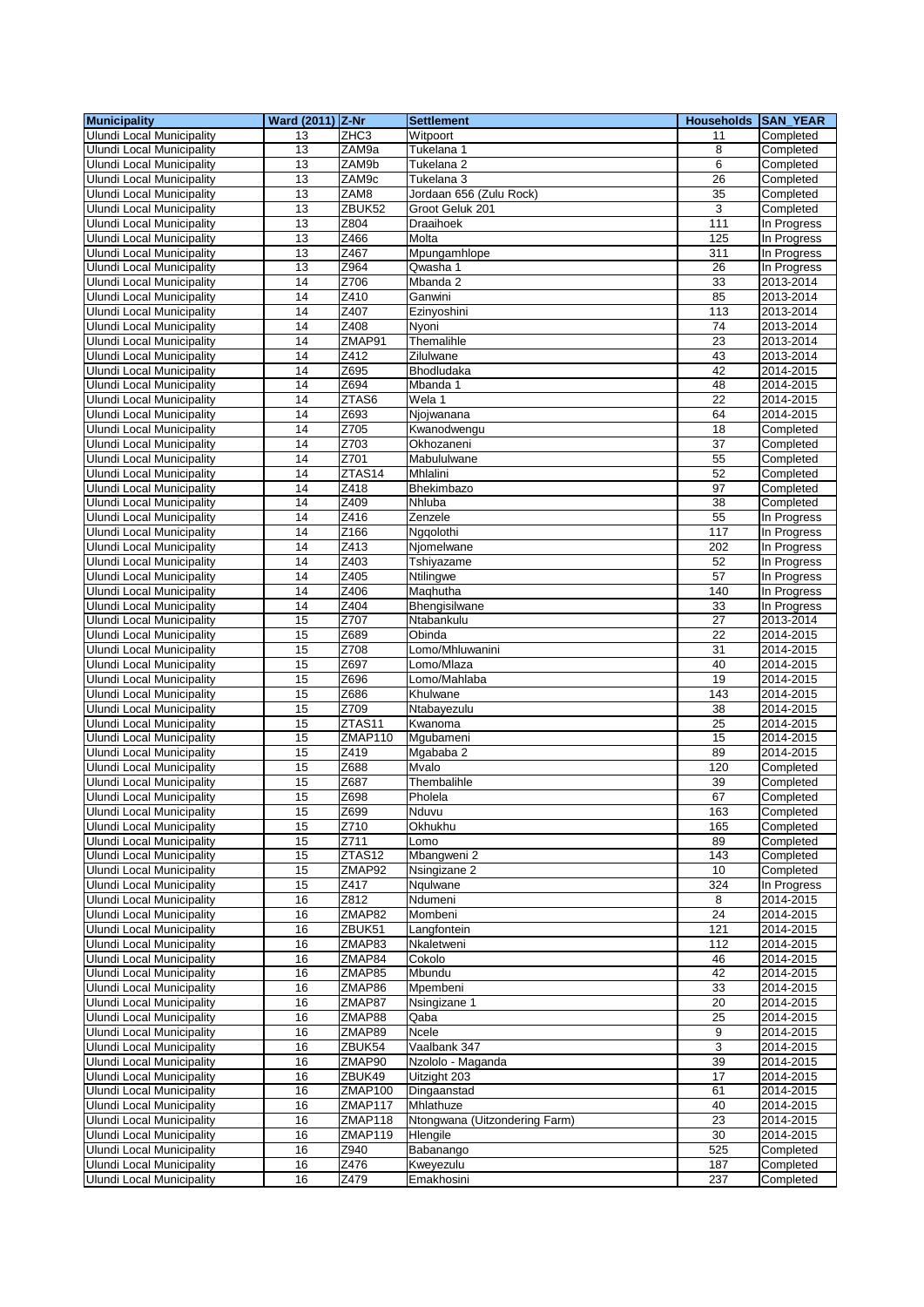| Municipality | Ward (2011) | Z-Nr | Settlement | Households | SAN_YEAR |
|---|---|---|---|---|---|
| Ulundi Local Municipality | 13 | ZHC3 | Witpoort | 11 | Completed |
| Ulundi Local Municipality | 13 | ZAM9a | Tukelana 1 | 8 | Completed |
| Ulundi Local Municipality | 13 | ZAM9b | Tukelana 2 | 6 | Completed |
| Ulundi Local Municipality | 13 | ZAM9c | Tukelana 3 | 26 | Completed |
| Ulundi Local Municipality | 13 | ZAM8 | Jordaan 656 (Zulu Rock) | 35 | Completed |
| Ulundi Local Municipality | 13 | ZBUK52 | Groot Geluk 201 | 3 | Completed |
| Ulundi Local Municipality | 13 | Z804 | Draaihoek | 111 | In Progress |
| Ulundi Local Municipality | 13 | Z466 | Molta | 125 | In Progress |
| Ulundi Local Municipality | 13 | Z467 | Mpungamhlope | 311 | In Progress |
| Ulundi Local Municipality | 13 | Z964 | Qwasha 1 | 26 | In Progress |
| Ulundi Local Municipality | 14 | Z706 | Mbanda 2 | 33 | 2013-2014 |
| Ulundi Local Municipality | 14 | Z410 | Ganwini | 85 | 2013-2014 |
| Ulundi Local Municipality | 14 | Z407 | Ezinyoshini | 113 | 2013-2014 |
| Ulundi Local Municipality | 14 | Z408 | Nyoni | 74 | 2013-2014 |
| Ulundi Local Municipality | 14 | ZMAP91 | Themalihle | 23 | 2013-2014 |
| Ulundi Local Municipality | 14 | Z412 | Zilulwane | 43 | 2013-2014 |
| Ulundi Local Municipality | 14 | Z695 | Bhodludaka | 42 | 2014-2015 |
| Ulundi Local Municipality | 14 | Z694 | Mbanda 1 | 48 | 2014-2015 |
| Ulundi Local Municipality | 14 | ZTAS6 | Wela 1 | 22 | 2014-2015 |
| Ulundi Local Municipality | 14 | Z693 | Njojwanana | 64 | 2014-2015 |
| Ulundi Local Municipality | 14 | Z705 | Kwanodwengu | 18 | Completed |
| Ulundi Local Municipality | 14 | Z703 | Okhozaneni | 37 | Completed |
| Ulundi Local Municipality | 14 | Z701 | Mabululwane | 55 | Completed |
| Ulundi Local Municipality | 14 | ZTAS14 | Mhlalini | 52 | Completed |
| Ulundi Local Municipality | 14 | Z418 | Bhekimbazo | 97 | Completed |
| Ulundi Local Municipality | 14 | Z409 | Nhluba | 38 | Completed |
| Ulundi Local Municipality | 14 | Z416 | Zenzele | 55 | In Progress |
| Ulundi Local Municipality | 14 | Z166 | Ngqolothi | 117 | In Progress |
| Ulundi Local Municipality | 14 | Z413 | Njomelwane | 202 | In Progress |
| Ulundi Local Municipality | 14 | Z403 | Tshiyazame | 52 | In Progress |
| Ulundi Local Municipality | 14 | Z405 | Ntilingwe | 57 | In Progress |
| Ulundi Local Municipality | 14 | Z406 | Maqhutha | 140 | In Progress |
| Ulundi Local Municipality | 14 | Z404 | Bhengisilwane | 33 | In Progress |
| Ulundi Local Municipality | 15 | Z707 | Ntabankulu | 27 | 2013-2014 |
| Ulundi Local Municipality | 15 | Z689 | Obinda | 22 | 2014-2015 |
| Ulundi Local Municipality | 15 | Z708 | Lomo/Mhluwanini | 31 | 2014-2015 |
| Ulundi Local Municipality | 15 | Z697 | Lomo/Mlaza | 40 | 2014-2015 |
| Ulundi Local Municipality | 15 | Z696 | Lomo/Mahlaba | 19 | 2014-2015 |
| Ulundi Local Municipality | 15 | Z686 | Khulwane | 143 | 2014-2015 |
| Ulundi Local Municipality | 15 | Z709 | Ntabayezulu | 38 | 2014-2015 |
| Ulundi Local Municipality | 15 | ZTAS11 | Kwanoma | 25 | 2014-2015 |
| Ulundi Local Municipality | 15 | ZMAP110 | Mgubameni | 15 | 2014-2015 |
| Ulundi Local Municipality | 15 | Z419 | Mgababa 2 | 89 | 2014-2015 |
| Ulundi Local Municipality | 15 | Z688 | Mvalo | 120 | Completed |
| Ulundi Local Municipality | 15 | Z687 | Thembalihle | 39 | Completed |
| Ulundi Local Municipality | 15 | Z698 | Pholela | 67 | Completed |
| Ulundi Local Municipality | 15 | Z699 | Nduvu | 163 | Completed |
| Ulundi Local Municipality | 15 | Z710 | Okhukhu | 165 | Completed |
| Ulundi Local Municipality | 15 | Z711 | Lomo | 89 | Completed |
| Ulundi Local Municipality | 15 | ZTAS12 | Mbangweni 2 | 143 | Completed |
| Ulundi Local Municipality | 15 | ZMAP92 | Nsingizane 2 | 10 | Completed |
| Ulundi Local Municipality | 15 | Z417 | Nqulwane | 324 | In Progress |
| Ulundi Local Municipality | 16 | Z812 | Ndumeni | 8 | 2014-2015 |
| Ulundi Local Municipality | 16 | ZMAP82 | Mombeni | 24 | 2014-2015 |
| Ulundi Local Municipality | 16 | ZBUK51 | Langfontein | 121 | 2014-2015 |
| Ulundi Local Municipality | 16 | ZMAP83 | Nkaletweni | 112 | 2014-2015 |
| Ulundi Local Municipality | 16 | ZMAP84 | Cokolo | 46 | 2014-2015 |
| Ulundi Local Municipality | 16 | ZMAP85 | Mbundu | 42 | 2014-2015 |
| Ulundi Local Municipality | 16 | ZMAP86 | Mpembeni | 33 | 2014-2015 |
| Ulundi Local Municipality | 16 | ZMAP87 | Nsingizane 1 | 20 | 2014-2015 |
| Ulundi Local Municipality | 16 | ZMAP88 | Qaba | 25 | 2014-2015 |
| Ulundi Local Municipality | 16 | ZMAP89 | Ncele | 9 | 2014-2015 |
| Ulundi Local Municipality | 16 | ZBUK54 | Vaalbank 347 | 3 | 2014-2015 |
| Ulundi Local Municipality | 16 | ZMAP90 | Nzololo - Maganda | 39 | 2014-2015 |
| Ulundi Local Municipality | 16 | ZBUK49 | Uitzight 203 | 17 | 2014-2015 |
| Ulundi Local Municipality | 16 | ZMAP100 | Dingaanstad | 61 | 2014-2015 |
| Ulundi Local Municipality | 16 | ZMAP117 | Mhlathuze | 40 | 2014-2015 |
| Ulundi Local Municipality | 16 | ZMAP118 | Ntongwana (Uitzondering Farm) | 23 | 2014-2015 |
| Ulundi Local Municipality | 16 | ZMAP119 | Hlengile | 30 | 2014-2015 |
| Ulundi Local Municipality | 16 | Z940 | Babanango | 525 | Completed |
| Ulundi Local Municipality | 16 | Z476 | Kweyezulu | 187 | Completed |
| Ulundi Local Municipality | 16 | Z479 | Emakhosini | 237 | Completed |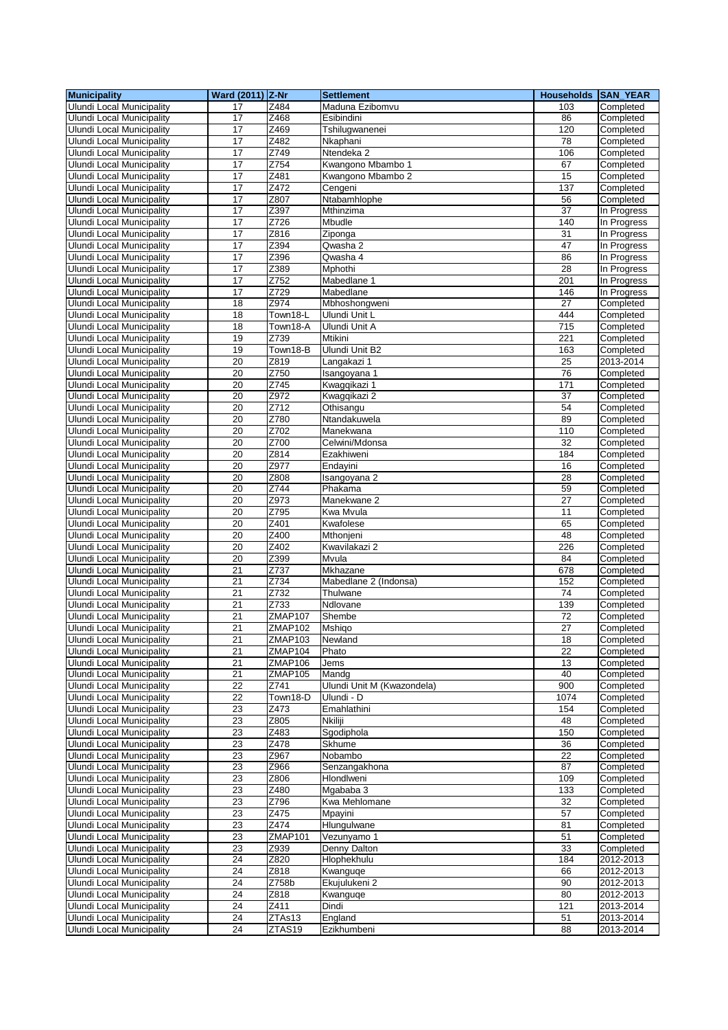| Municipality | Ward (2011) | Z-Nr | Settlement | Households | SAN_YEAR |
|---|---|---|---|---|---|
| Ulundi Local Municipality | 17 | Z484 | Maduna Ezibomvu | 103 | Completed |
| Ulundi Local Municipality | 17 | Z468 | Esibindini | 86 | Completed |
| Ulundi Local Municipality | 17 | Z469 | Tshilugwanenei | 120 | Completed |
| Ulundi Local Municipality | 17 | Z482 | Nkaphani | 78 | Completed |
| Ulundi Local Municipality | 17 | Z749 | Ntendeka 2 | 106 | Completed |
| Ulundi Local Municipality | 17 | Z754 | Kwangono Mbambo 1 | 67 | Completed |
| Ulundi Local Municipality | 17 | Z481 | Kwangono Mbambo 2 | 15 | Completed |
| Ulundi Local Municipality | 17 | Z472 | Cengeni | 137 | Completed |
| Ulundi Local Municipality | 17 | Z807 | Ntabamhlophe | 56 | Completed |
| Ulundi Local Municipality | 17 | Z397 | Mthinzima | 37 | In Progress |
| Ulundi Local Municipality | 17 | Z726 | Mbudle | 140 | In Progress |
| Ulundi Local Municipality | 17 | Z816 | Ziponga | 31 | In Progress |
| Ulundi Local Municipality | 17 | Z394 | Qwasha 2 | 47 | In Progress |
| Ulundi Local Municipality | 17 | Z396 | Qwasha 4 | 86 | In Progress |
| Ulundi Local Municipality | 17 | Z389 | Mphothi | 28 | In Progress |
| Ulundi Local Municipality | 17 | Z752 | Mabedlane 1 | 201 | In Progress |
| Ulundi Local Municipality | 17 | Z729 | Mabedlane | 146 | In Progress |
| Ulundi Local Municipality | 18 | Z974 | Mbhoshongweni | 27 | Completed |
| Ulundi Local Municipality | 18 | Town18-L | Ulundi Unit L | 444 | Completed |
| Ulundi Local Municipality | 18 | Town18-A | Ulundi Unit A | 715 | Completed |
| Ulundi Local Municipality | 19 | Z739 | Mtikini | 221 | Completed |
| Ulundi Local Municipality | 19 | Town18-B | Ulundi Unit B2 | 163 | Completed |
| Ulundi Local Municipality | 20 | Z819 | Langakazi 1 | 25 | 2013-2014 |
| Ulundi Local Municipality | 20 | Z750 | Isangoyana 1 | 76 | Completed |
| Ulundi Local Municipality | 20 | Z745 | Kwagqikazi 1 | 171 | Completed |
| Ulundi Local Municipality | 20 | Z972 | Kwagqikazi 2 | 37 | Completed |
| Ulundi Local Municipality | 20 | Z712 | Othisangu | 54 | Completed |
| Ulundi Local Municipality | 20 | Z780 | Ntandakuwela | 89 | Completed |
| Ulundi Local Municipality | 20 | Z702 | Manekwana | 110 | Completed |
| Ulundi Local Municipality | 20 | Z700 | Celwini/Mdonsa | 32 | Completed |
| Ulundi Local Municipality | 20 | Z814 | Ezakhiweni | 184 | Completed |
| Ulundi Local Municipality | 20 | Z977 | Endayini | 16 | Completed |
| Ulundi Local Municipality | 20 | Z808 | Isangoyana 2 | 28 | Completed |
| Ulundi Local Municipality | 20 | Z744 | Phakama | 59 | Completed |
| Ulundi Local Municipality | 20 | Z973 | Manekwane 2 | 27 | Completed |
| Ulundi Local Municipality | 20 | Z795 | Kwa Mvula | 11 | Completed |
| Ulundi Local Municipality | 20 | Z401 | Kwafolese | 65 | Completed |
| Ulundi Local Municipality | 20 | Z400 | Mthonjeni | 48 | Completed |
| Ulundi Local Municipality | 20 | Z402 | Kwavilakazi 2 | 226 | Completed |
| Ulundi Local Municipality | 20 | Z399 | Mvula | 84 | Completed |
| Ulundi Local Municipality | 21 | Z737 | Mkhazane | 678 | Completed |
| Ulundi Local Municipality | 21 | Z734 | Mabedlane 2 (Indonsa) | 152 | Completed |
| Ulundi Local Municipality | 21 | Z732 | Thulwane | 74 | Completed |
| Ulundi Local Municipality | 21 | Z733 | Ndlovane | 139 | Completed |
| Ulundi Local Municipality | 21 | ZMAP107 | Shembe | 72 | Completed |
| Ulundi Local Municipality | 21 | ZMAP102 | Mshiqo | 27 | Completed |
| Ulundi Local Municipality | 21 | ZMAP103 | Newland | 18 | Completed |
| Ulundi Local Municipality | 21 | ZMAP104 | Phato | 22 | Completed |
| Ulundi Local Municipality | 21 | ZMAP106 | Jems | 13 | Completed |
| Ulundi Local Municipality | 21 | ZMAP105 | Mandg | 40 | Completed |
| Ulundi Local Municipality | 22 | Z741 | Ulundi Unit M (Kwazondela) | 900 | Completed |
| Ulundi Local Municipality | 22 | Town18-D | Ulundi - D | 1074 | Completed |
| Ulundi Local Municipality | 23 | Z473 | Emahlathini | 154 | Completed |
| Ulundi Local Municipality | 23 | Z805 | Nkiliji | 48 | Completed |
| Ulundi Local Municipality | 23 | Z483 | Sgodiphola | 150 | Completed |
| Ulundi Local Municipality | 23 | Z478 | Skhume | 36 | Completed |
| Ulundi Local Municipality | 23 | Z967 | Nobambo | 22 | Completed |
| Ulundi Local Municipality | 23 | Z966 | Senzangakhona | 87 | Completed |
| Ulundi Local Municipality | 23 | Z806 | Hlondlweni | 109 | Completed |
| Ulundi Local Municipality | 23 | Z480 | Mgababa 3 | 133 | Completed |
| Ulundi Local Municipality | 23 | Z796 | Kwa Mehlomane | 32 | Completed |
| Ulundi Local Municipality | 23 | Z475 | Mpayini | 57 | Completed |
| Ulundi Local Municipality | 23 | Z474 | Hlungulwane | 81 | Completed |
| Ulundi Local Municipality | 23 | ZMAP101 | Vezunyamo 1 | 51 | Completed |
| Ulundi Local Municipality | 23 | Z939 | Denny Dalton | 33 | Completed |
| Ulundi Local Municipality | 24 | Z820 | Hlophekhulu | 184 | 2012-2013 |
| Ulundi Local Municipality | 24 | Z818 | Kwanguqe | 66 | 2012-2013 |
| Ulundi Local Municipality | 24 | Z758b | Ekujulukeni 2 | 90 | 2012-2013 |
| Ulundi Local Municipality | 24 | Z818 | Kwanguqe | 80 | 2012-2013 |
| Ulundi Local Municipality | 24 | Z411 | Dindi | 121 | 2013-2014 |
| Ulundi Local Municipality | 24 | ZTAs13 | England | 51 | 2013-2014 |
| Ulundi Local Municipality | 24 | ZTAS19 | Ezikhumbeni | 88 | 2013-2014 |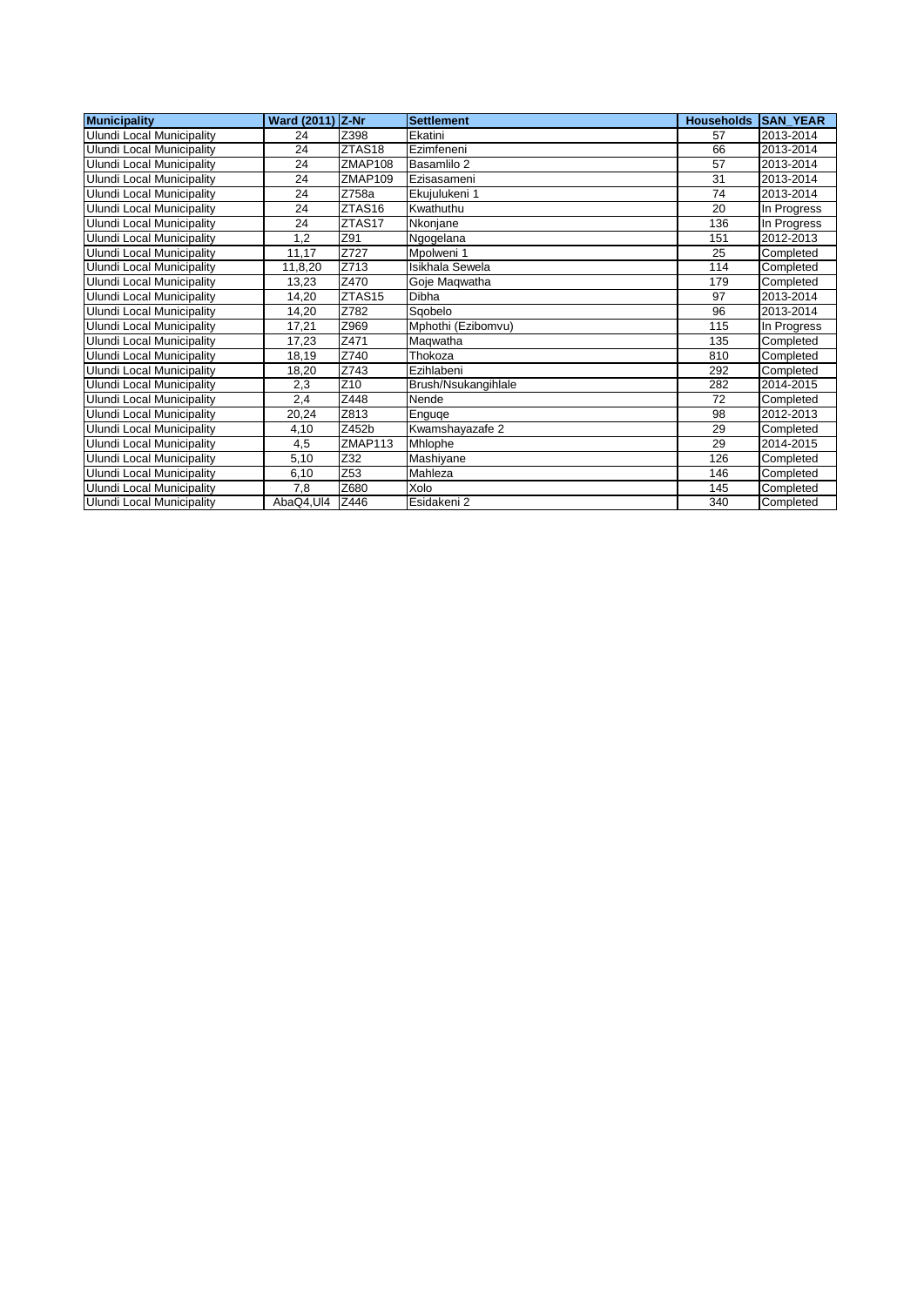| Municipality | Ward (2011) | Z-Nr | Settlement | Households | SAN_YEAR |
| --- | --- | --- | --- | --- | --- |
| Ulundi Local Municipality | 24 | Z398 | Ekatini | 57 | 2013-2014 |
| Ulundi Local Municipality | 24 | ZTAS18 | Ezimfeneni | 66 | 2013-2014 |
| Ulundi Local Municipality | 24 | ZMAP108 | Basamlilo 2 | 57 | 2013-2014 |
| Ulundi Local Municipality | 24 | ZMAP109 | Ezisasameni | 31 | 2013-2014 |
| Ulundi Local Municipality | 24 | Z758a | Ekujulukeni 1 | 74 | 2013-2014 |
| Ulundi Local Municipality | 24 | ZTAS16 | Kwathuthu | 20 | In Progress |
| Ulundi Local Municipality | 24 | ZTAS17 | Nkonjane | 136 | In Progress |
| Ulundi Local Municipality | 1,2 | Z91 | Ngogelana | 151 | 2012-2013 |
| Ulundi Local Municipality | 11,17 | Z727 | Mpolweni 1 | 25 | Completed |
| Ulundi Local Municipality | 11,8,20 | Z713 | Isikhala Sewela | 114 | Completed |
| Ulundi Local Municipality | 13,23 | Z470 | Goje Maqwatha | 179 | Completed |
| Ulundi Local Municipality | 14,20 | ZTAS15 | Dibha | 97 | 2013-2014 |
| Ulundi Local Municipality | 14,20 | Z782 | Sqobelo | 96 | 2013-2014 |
| Ulundi Local Municipality | 17,21 | Z969 | Mphothi (Ezibomvu) | 115 | In Progress |
| Ulundi Local Municipality | 17,23 | Z471 | Maqwatha | 135 | Completed |
| Ulundi Local Municipality | 18,19 | Z740 | Thokoza | 810 | Completed |
| Ulundi Local Municipality | 18,20 | Z743 | Ezihlabeni | 292 | Completed |
| Ulundi Local Municipality | 2,3 | Z10 | Brush/Nsukangihlale | 282 | 2014-2015 |
| Ulundi Local Municipality | 2,4 | Z448 | Nende | 72 | Completed |
| Ulundi Local Municipality | 20,24 | Z813 | Enguqe | 98 | 2012-2013 |
| Ulundi Local Municipality | 4,10 | Z452b | Kwamshayazafe 2 | 29 | Completed |
| Ulundi Local Municipality | 4,5 | ZMAP113 | Mhlophe | 29 | 2014-2015 |
| Ulundi Local Municipality | 5,10 | Z32 | Mashiyane | 126 | Completed |
| Ulundi Local Municipality | 6,10 | Z53 | Mahleza | 146 | Completed |
| Ulundi Local Municipality | 7,8 | Z680 | Xolo | 145 | Completed |
| Ulundi Local Municipality | AbaQ4,Ul4 | Z446 | Esidakeni 2 | 340 | Completed |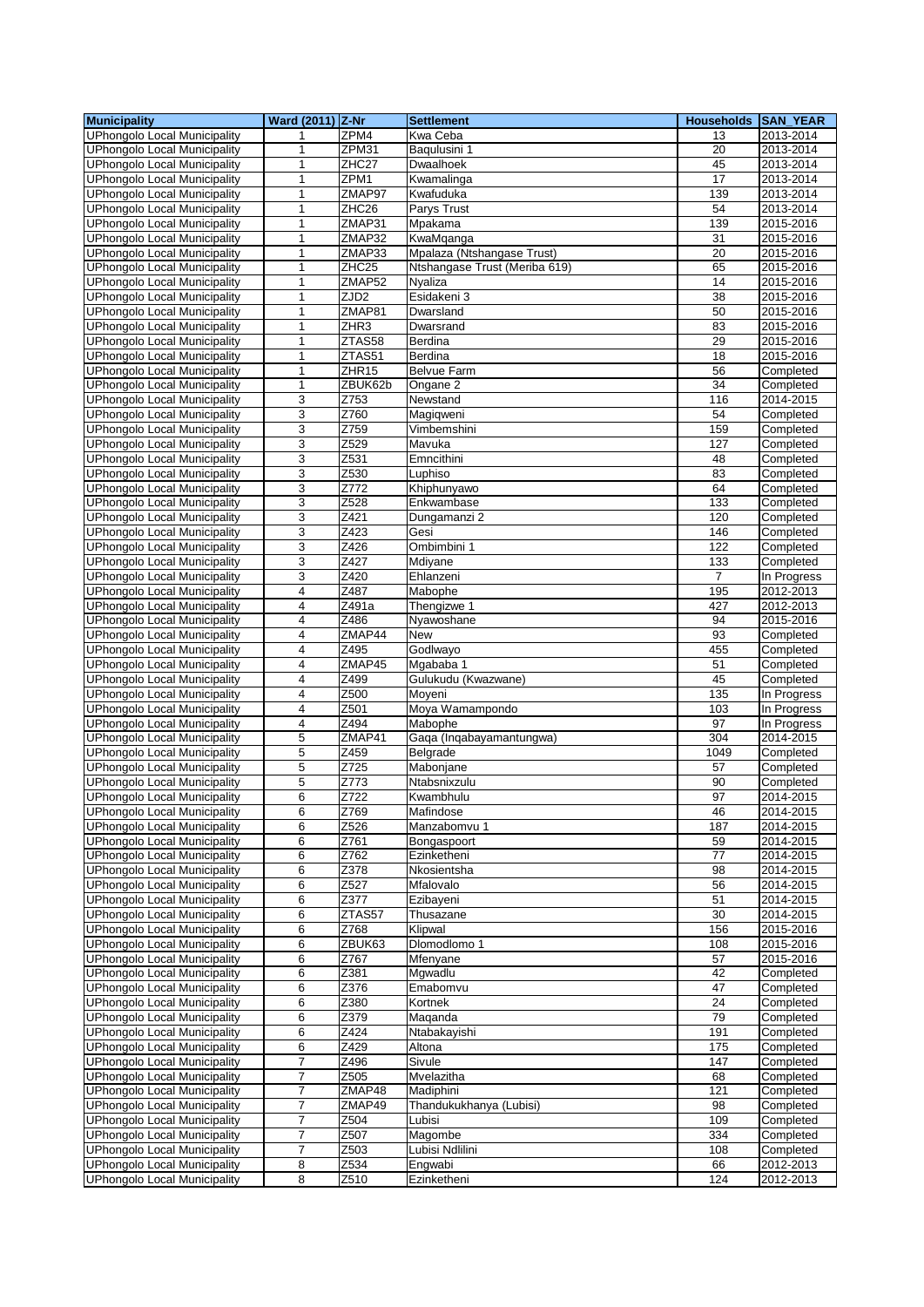| Municipality | Ward (2011) | Z-Nr | Settlement | Households | SAN_YEAR |
|---|---|---|---|---|---|
| UPhongolo Local Municipality | 1 | ZPM4 | Kwa Ceba | 13 | 2013-2014 |
| UPhongolo Local Municipality | 1 | ZPM31 | Baqulusini 1 | 20 | 2013-2014 |
| UPhongolo Local Municipality | 1 | ZHC27 | Dwaalhoek | 45 | 2013-2014 |
| UPhongolo Local Municipality | 1 | ZPM1 | Kwamalinga | 17 | 2013-2014 |
| UPhongolo Local Municipality | 1 | ZMAP97 | Kwafuduka | 139 | 2013-2014 |
| UPhongolo Local Municipality | 1 | ZHC26 | Parys Trust | 54 | 2013-2014 |
| UPhongolo Local Municipality | 1 | ZMAP31 | Mpakama | 139 | 2015-2016 |
| UPhongolo Local Municipality | 1 | ZMAP32 | KwaMqanga | 31 | 2015-2016 |
| UPhongolo Local Municipality | 1 | ZMAP33 | Mpalaza (Ntshangase Trust) | 20 | 2015-2016 |
| UPhongolo Local Municipality | 1 | ZHC25 | Ntshangase Trust (Meriba 619) | 65 | 2015-2016 |
| UPhongolo Local Municipality | 1 | ZMAP52 | Nyaliza | 14 | 2015-2016 |
| UPhongolo Local Municipality | 1 | ZJD2 | Esidakeni 3 | 38 | 2015-2016 |
| UPhongolo Local Municipality | 1 | ZMAP81 | Dwarsland | 50 | 2015-2016 |
| UPhongolo Local Municipality | 1 | ZHR3 | Dwarsrand | 83 | 2015-2016 |
| UPhongolo Local Municipality | 1 | ZTAS58 | Berdina | 29 | 2015-2016 |
| UPhongolo Local Municipality | 1 | ZTAS51 | Berdina | 18 | 2015-2016 |
| UPhongolo Local Municipality | 1 | ZHR15 | Belvue Farm | 56 | Completed |
| UPhongolo Local Municipality | 1 | ZBUK62b | Ongane 2 | 34 | Completed |
| UPhongolo Local Municipality | 3 | Z753 | Newstand | 116 | 2014-2015 |
| UPhongolo Local Municipality | 3 | Z760 | Magiqweni | 54 | Completed |
| UPhongolo Local Municipality | 3 | Z759 | Vimbemshini | 159 | Completed |
| UPhongolo Local Municipality | 3 | Z529 | Mavuka | 127 | Completed |
| UPhongolo Local Municipality | 3 | Z531 | Emncithini | 48 | Completed |
| UPhongolo Local Municipality | 3 | Z530 | Luphiso | 83 | Completed |
| UPhongolo Local Municipality | 3 | Z772 | Khiphunyawo | 64 | Completed |
| UPhongolo Local Municipality | 3 | Z528 | Enkwambase | 133 | Completed |
| UPhongolo Local Municipality | 3 | Z421 | Dungamanzi 2 | 120 | Completed |
| UPhongolo Local Municipality | 3 | Z423 | Gesi | 146 | Completed |
| UPhongolo Local Municipality | 3 | Z426 | Ombimbini 1 | 122 | Completed |
| UPhongolo Local Municipality | 3 | Z427 | Mdiyane | 133 | Completed |
| UPhongolo Local Municipality | 3 | Z420 | Ehlanzeni | 7 | In Progress |
| UPhongolo Local Municipality | 4 | Z487 | Mabophe | 195 | 2012-2013 |
| UPhongolo Local Municipality | 4 | Z491a | Thengizwe 1 | 427 | 2012-2013 |
| UPhongolo Local Municipality | 4 | Z486 | Nyawoshane | 94 | 2015-2016 |
| UPhongolo Local Municipality | 4 | ZMAP44 | New | 93 | Completed |
| UPhongolo Local Municipality | 4 | Z495 | Godlwayo | 455 | Completed |
| UPhongolo Local Municipality | 4 | ZMAP45 | Mgababa 1 | 51 | Completed |
| UPhongolo Local Municipality | 4 | Z499 | Gulukudu (Kwazwane) | 45 | Completed |
| UPhongolo Local Municipality | 4 | Z500 | Moyeni | 135 | In Progress |
| UPhongolo Local Municipality | 4 | Z501 | Moya Wamampondo | 103 | In Progress |
| UPhongolo Local Municipality | 4 | Z494 | Mabophe | 97 | In Progress |
| UPhongolo Local Municipality | 5 | ZMAP41 | Gaqa (Inqabayamantungwa) | 304 | 2014-2015 |
| UPhongolo Local Municipality | 5 | Z459 | Belgrade | 1049 | Completed |
| UPhongolo Local Municipality | 5 | Z725 | Mabonjane | 57 | Completed |
| UPhongolo Local Municipality | 5 | Z773 | Ntabsnixzulu | 90 | Completed |
| UPhongolo Local Municipality | 6 | Z722 | Kwambhulu | 97 | 2014-2015 |
| UPhongolo Local Municipality | 6 | Z769 | Mafindose | 46 | 2014-2015 |
| UPhongolo Local Municipality | 6 | Z526 | Manzabomvu 1 | 187 | 2014-2015 |
| UPhongolo Local Municipality | 6 | Z761 | Bongaspoort | 59 | 2014-2015 |
| UPhongolo Local Municipality | 6 | Z762 | Ezinketheni | 77 | 2014-2015 |
| UPhongolo Local Municipality | 6 | Z378 | Nkosientsha | 98 | 2014-2015 |
| UPhongolo Local Municipality | 6 | Z527 | Mfalovalo | 56 | 2014-2015 |
| UPhongolo Local Municipality | 6 | Z377 | Ezibayeni | 51 | 2014-2015 |
| UPhongolo Local Municipality | 6 | ZTAS57 | Thusazane | 30 | 2014-2015 |
| UPhongolo Local Municipality | 6 | Z768 | Klipwal | 156 | 2015-2016 |
| UPhongolo Local Municipality | 6 | ZBUK63 | Dlomodlomo 1 | 108 | 2015-2016 |
| UPhongolo Local Municipality | 6 | Z767 | Mfenyane | 57 | 2015-2016 |
| UPhongolo Local Municipality | 6 | Z381 | Mgwadlu | 42 | Completed |
| UPhongolo Local Municipality | 6 | Z376 | Emabomvu | 47 | Completed |
| UPhongolo Local Municipality | 6 | Z380 | Kortnek | 24 | Completed |
| UPhongolo Local Municipality | 6 | Z379 | Maqanda | 79 | Completed |
| UPhongolo Local Municipality | 6 | Z424 | Ntabakayishi | 191 | Completed |
| UPhongolo Local Municipality | 6 | Z429 | Altona | 175 | Completed |
| UPhongolo Local Municipality | 7 | Z496 | Sivule | 147 | Completed |
| UPhongolo Local Municipality | 7 | Z505 | Mvelazitha | 68 | Completed |
| UPhongolo Local Municipality | 7 | ZMAP48 | Madiphini | 121 | Completed |
| UPhongolo Local Municipality | 7 | ZMAP49 | Thandukukhanya (Lubisi) | 98 | Completed |
| UPhongolo Local Municipality | 7 | Z504 | Lubisi | 109 | Completed |
| UPhongolo Local Municipality | 7 | Z507 | Magombe | 334 | Completed |
| UPhongolo Local Municipality | 7 | Z503 | Lubisi Ndlilini | 108 | Completed |
| UPhongolo Local Municipality | 8 | Z534 | Engwabi | 66 | 2012-2013 |
| UPhongolo Local Municipality | 8 | Z510 | Ezinketheni | 124 | 2012-2013 |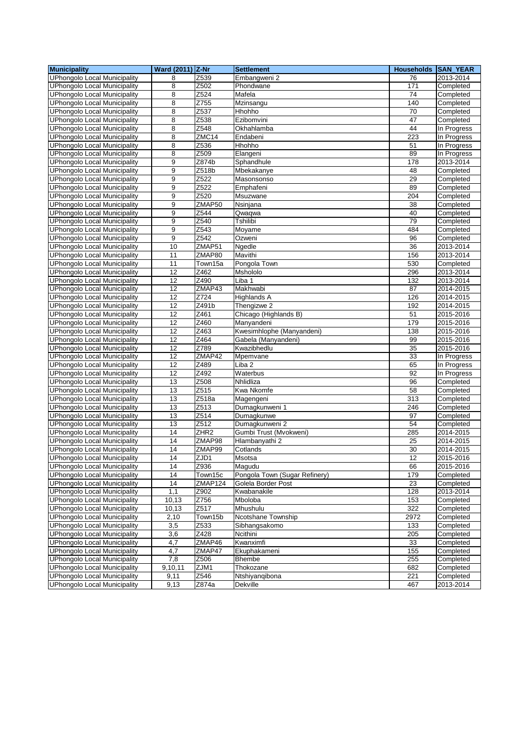| Municipality | Ward (2011) | Z-Nr | Settlement | Households | SAN_YEAR |
|---|---|---|---|---|---|
| UPhongolo Local Municipality | 8 | Z539 | Embangweni 2 | 76 | 2013-2014 |
| UPhongolo Local Municipality | 8 | Z502 | Phondwane | 171 | Completed |
| UPhongolo Local Municipality | 8 | Z524 | Mafela | 74 | Completed |
| UPhongolo Local Municipality | 8 | Z755 | Mzinsangu | 140 | Completed |
| UPhongolo Local Municipality | 8 | Z537 | Hhohho | 70 | Completed |
| UPhongolo Local Municipality | 8 | Z538 | Ezibomvini | 47 | Completed |
| UPhongolo Local Municipality | 8 | Z548 | Okhahlamba | 44 | In Progress |
| UPhongolo Local Municipality | 8 | ZMC14 | Endabeni | 223 | In Progress |
| UPhongolo Local Municipality | 8 | Z536 | Hhohho | 51 | In Progress |
| UPhongolo Local Municipality | 8 | Z509 | Elangeni | 89 | In Progress |
| UPhongolo Local Municipality | 9 | Z874b | Sphandhule | 178 | 2013-2014 |
| UPhongolo Local Municipality | 9 | Z518b | Mbekakanye | 48 | Completed |
| UPhongolo Local Municipality | 9 | Z522 | Masonsonso | 29 | Completed |
| UPhongolo Local Municipality | 9 | Z522 | Emphafeni | 89 | Completed |
| UPhongolo Local Municipality | 9 | Z520 | Msuzwane | 204 | Completed |
| UPhongolo Local Municipality | 9 | ZMAP50 | Nsinjana | 38 | Completed |
| UPhongolo Local Municipality | 9 | Z544 | Qwaqwa | 40 | Completed |
| UPhongolo Local Municipality | 9 | Z540 | Tshilibi | 79 | Completed |
| UPhongolo Local Municipality | 9 | Z543 | Moyame | 484 | Completed |
| UPhongolo Local Municipality | 9 | Z542 | Ozweni | 96 | Completed |
| UPhongolo Local Municipality | 10 | ZMAP51 | Ngedle | 36 | 2013-2014 |
| UPhongolo Local Municipality | 11 | ZMAP80 | Mavithi | 156 | 2013-2014 |
| UPhongolo Local Municipality | 11 | Town15a | Pongola Town | 530 | Completed |
| UPhongolo Local Municipality | 12 | Z462 | Msholololo | 296 | 2013-2014 |
| UPhongolo Local Municipality | 12 | Z490 | Liba 1 | 132 | 2013-2014 |
| UPhongolo Local Municipality | 12 | ZMAP43 | Makhwabi | 87 | 2014-2015 |
| UPhongolo Local Municipality | 12 | Z724 | Highlands A | 126 | 2014-2015 |
| UPhongolo Local Municipality | 12 | Z491b | Thengizwe 2 | 192 | 2014-2015 |
| UPhongolo Local Municipality | 12 | Z461 | Chicago (Highlands B) | 51 | 2015-2016 |
| UPhongolo Local Municipality | 12 | Z460 | Manyandeni | 179 | 2015-2016 |
| UPhongolo Local Municipality | 12 | Z463 | Kwesimhlophe (Manyandeni) | 138 | 2015-2016 |
| UPhongolo Local Municipality | 12 | Z464 | Gabela (Manyandeni) | 99 | 2015-2016 |
| UPhongolo Local Municipality | 12 | Z789 | Kwazibhedlu | 35 | 2015-2016 |
| UPhongolo Local Municipality | 12 | ZMAP42 | Mpemvane | 33 | In Progress |
| UPhongolo Local Municipality | 12 | Z489 | Liba 2 | 65 | In Progress |
| UPhongolo Local Municipality | 12 | Z492 | Waterbus | 92 | In Progress |
| UPhongolo Local Municipality | 13 | Z508 | Nhlidliza | 96 | Completed |
| UPhongolo Local Municipality | 13 | Z515 | Kwa Nkomfe | 58 | Completed |
| UPhongolo Local Municipality | 13 | Z518a | Magengeni | 313 | Completed |
| UPhongolo Local Municipality | 13 | Z513 | Dumagkunweni 1 | 246 | Completed |
| UPhongolo Local Municipality | 13 | Z514 | Dumagkunwe | 97 | Completed |
| UPhongolo Local Municipality | 13 | Z512 | Dumagkunweni 2 | 54 | Completed |
| UPhongolo Local Municipality | 14 | ZHR2 | Gumbi Trust (Mvokweni) | 285 | 2014-2015 |
| UPhongolo Local Municipality | 14 | ZMAP98 | Hlambanyathi 2 | 25 | 2014-2015 |
| UPhongolo Local Municipality | 14 | ZMAP99 | Cotlands | 30 | 2014-2015 |
| UPhongolo Local Municipality | 14 | ZJD1 | Msotsa | 12 | 2015-2016 |
| UPhongolo Local Municipality | 14 | Z936 | Magudu | 66 | 2015-2016 |
| UPhongolo Local Municipality | 14 | Town15c | Pongola Town (Sugar Refinery) | 179 | Completed |
| UPhongolo Local Municipality | 14 | ZMAP124 | Golela Border Post | 23 | Completed |
| UPhongolo Local Municipality | 1,1 | Z902 | Kwabanakile | 128 | 2013-2014 |
| UPhongolo Local Municipality | 10,13 | Z756 | Mboloba | 153 | Completed |
| UPhongolo Local Municipality | 10,13 | Z517 | Mhushulu | 322 | Completed |
| UPhongolo Local Municipality | 2,10 | Town15b | Ncotshane Township | 2972 | Completed |
| UPhongolo Local Municipality | 3,5 | Z533 | Sibhangsakomo | 133 | Completed |
| UPhongolo Local Municipality | 3,6 | Z428 | Ncithini | 205 | Completed |
| UPhongolo Local Municipality | 4,7 | ZMAP46 | Kwanximfi | 33 | Completed |
| UPhongolo Local Municipality | 4,7 | ZMAP47 | Ekuphakameni | 155 | Completed |
| UPhongolo Local Municipality | 7,8 | Z506 | Bhembe | 255 | Completed |
| UPhongolo Local Municipality | 9,10,11 | ZJM1 | Thokozane | 682 | Completed |
| UPhongolo Local Municipality | 9,11 | Z546 | Ntshiyanqibona | 221 | Completed |
| UPhongolo Local Municipality | 9,13 | Z874a | Dekville | 467 | 2013-2014 |